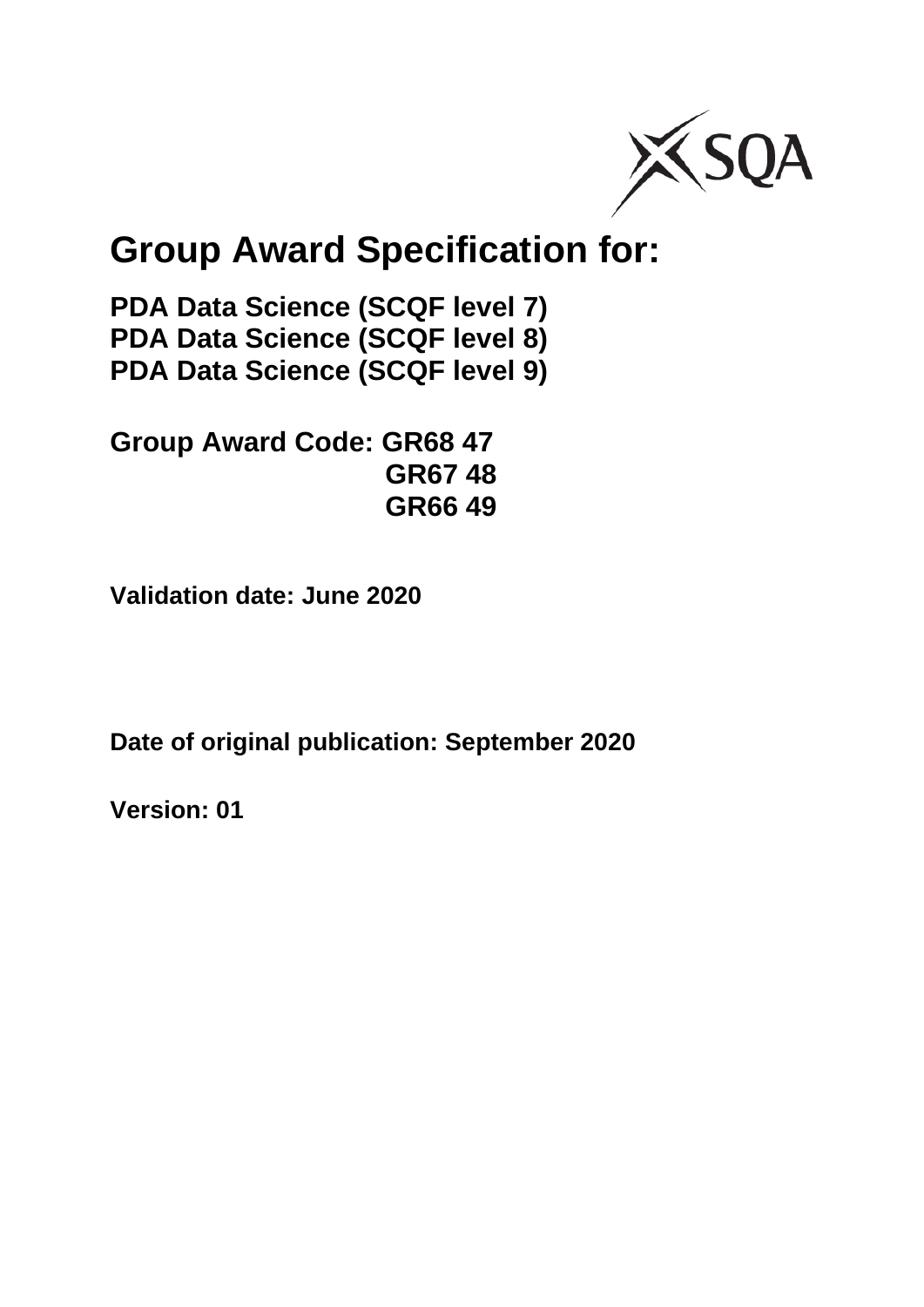# Group Award Specification for:

**PDA Data Science (SCQF level 7)**
**PDA Data Science (SCQF level 8)**
**PDA Data Science (SCQF level 9)**

**Group Award Code: GR68 47**
**GR67 48**
**GR66 49**

**Validation date: June 2020**

**Date of original publication: September 2020**

**Version: 01**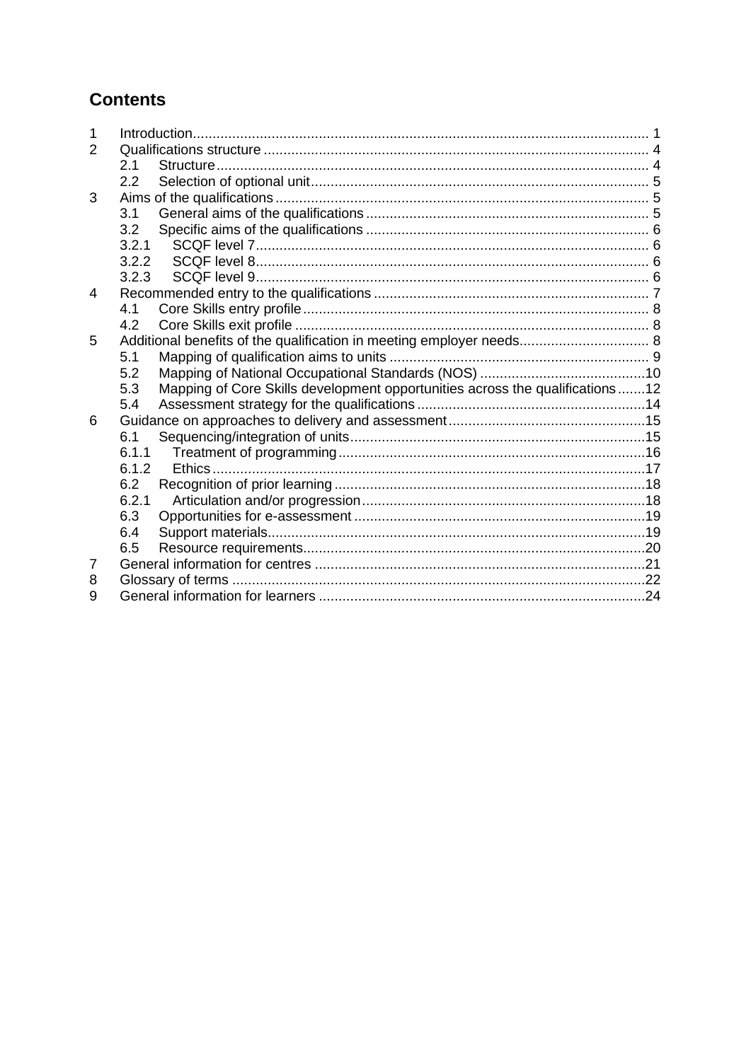# Contents

| | | |
|---|---|---|
| 1 | Introduction | 1 |
| 2 | Qualifications structure | 4 |
| 2.1 | Structure | 4 |
| 2.2 | Selection of optional unit | 5 |
| 3 | Aims of the qualifications | 5 |
| 3.1 | General aims of the qualifications | 5 |
| 3.2 | Specific aims of the qualifications | 6 |
| 3.2.1 | SCQF level 7 | 6 |
| 3.2.2 | SCQF level 8 | 6 |
| 3.2.3 | SCQF level 9 | 6 |
| 4 | Recommended entry to the qualifications | 7 |
| 4.1 | Core Skills entry profile | 8 |
| 4.2 | Core Skills exit profile | 8 |
| 5 | Additional benefits of the qualification in meeting employer needs | 8 |
| 5.1 | Mapping of qualification aims to units | 9 |
| 5.2 | Mapping of National Occupational Standards (NOS) | 10 |
| 5.3 | Mapping of Core Skills development opportunities across the qualifications | 12 |
| 5.4 | Assessment strategy for the qualifications | 14 |
| 6 | Guidance on approaches to delivery and assessment | 15 |
| 6.1 | Sequencing/integration of units | 15 |
| 6.1.1 | Treatment of programming | 16 |
| 6.1.2 | Ethics | 17 |
| 6.2 | Recognition of prior learning | 18 |
| 6.2.1 | Articulation and/or progression | 18 |
| 6.3 | Opportunities for e-assessment | 19 |
| 6.4 | Support materials | 19 |
| 6.5 | Resource requirements | 20 |
| 7 | General information for centres | 21 |
| 8 | Glossary of terms | 22 |
| 9 | General information for learners | 24 |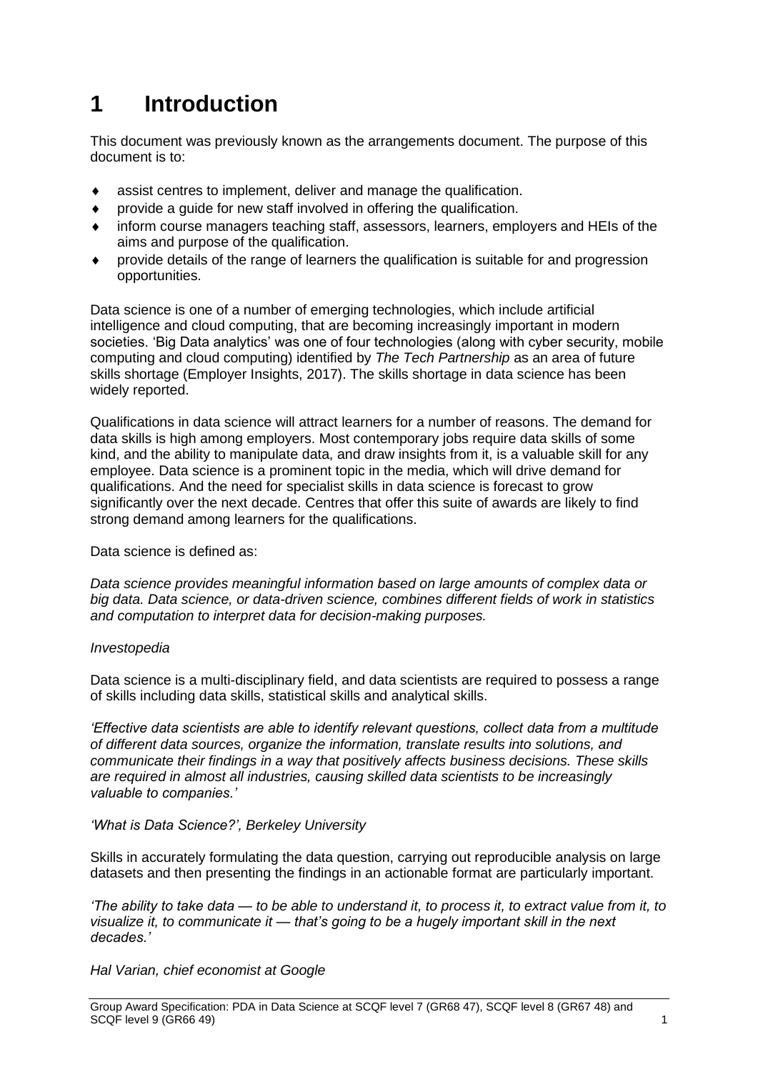# 1 Introduction

This document was previously known as the arrangements document. The purpose of this document is to:

- assist centres to implement, deliver and manage the qualification.
- provide a guide for new staff involved in offering the qualification.
- inform course managers teaching staff, assessors, learners, employers and HEIs of the aims and purpose of the qualification.
- provide details of the range of learners the qualification is suitable for and progression opportunities.

Data science is one of a number of emerging technologies, which include artificial intelligence and cloud computing, that are becoming increasingly important in modern societies. 'Big Data analytics' was one of four technologies (along with cyber security, mobile computing and cloud computing) identified by *The Tech Partnership* as an area of future skills shortage (Employer Insights, 2017). The skills shortage in data science has been widely reported.

Qualifications in data science will attract learners for a number of reasons. The demand for data skills is high among employers. Most contemporary jobs require data skills of some kind, and the ability to manipulate data, and draw insights from it, is a valuable skill for any employee. Data science is a prominent topic in the media, which will drive demand for qualifications. And the need for specialist skills in data science is forecast to grow significantly over the next decade. Centres that offer this suite of awards are likely to find strong demand among learners for the qualifications.

Data science is defined as:

*Data science provides meaningful information based on large amounts of complex data or big data. Data science, or data-driven science, combines different fields of work in statistics and computation to interpret data for decision-making purposes.*

*Investopedia*

Data science is a multi-disciplinary field, and data scientists are required to possess a range of skills including data skills, statistical skills and analytical skills.

*'Effective data scientists are able to identify relevant questions, collect data from a multitude of different data sources, organize the information, translate results into solutions, and communicate their findings in a way that positively affects business decisions. These skills are required in almost all industries, causing skilled data scientists to be increasingly valuable to companies.'*

*'What is Data Science?', Berkeley University*

Skills in accurately formulating the data question, carrying out reproducible analysis on large datasets and then presenting the findings in an actionable format are particularly important.

*'The ability to take data — to be able to understand it, to process it, to extract value from it, to visualize it, to communicate it — that's going to be a hugely important skill in the next decades.'*

*Hal Varian, chief economist at Google*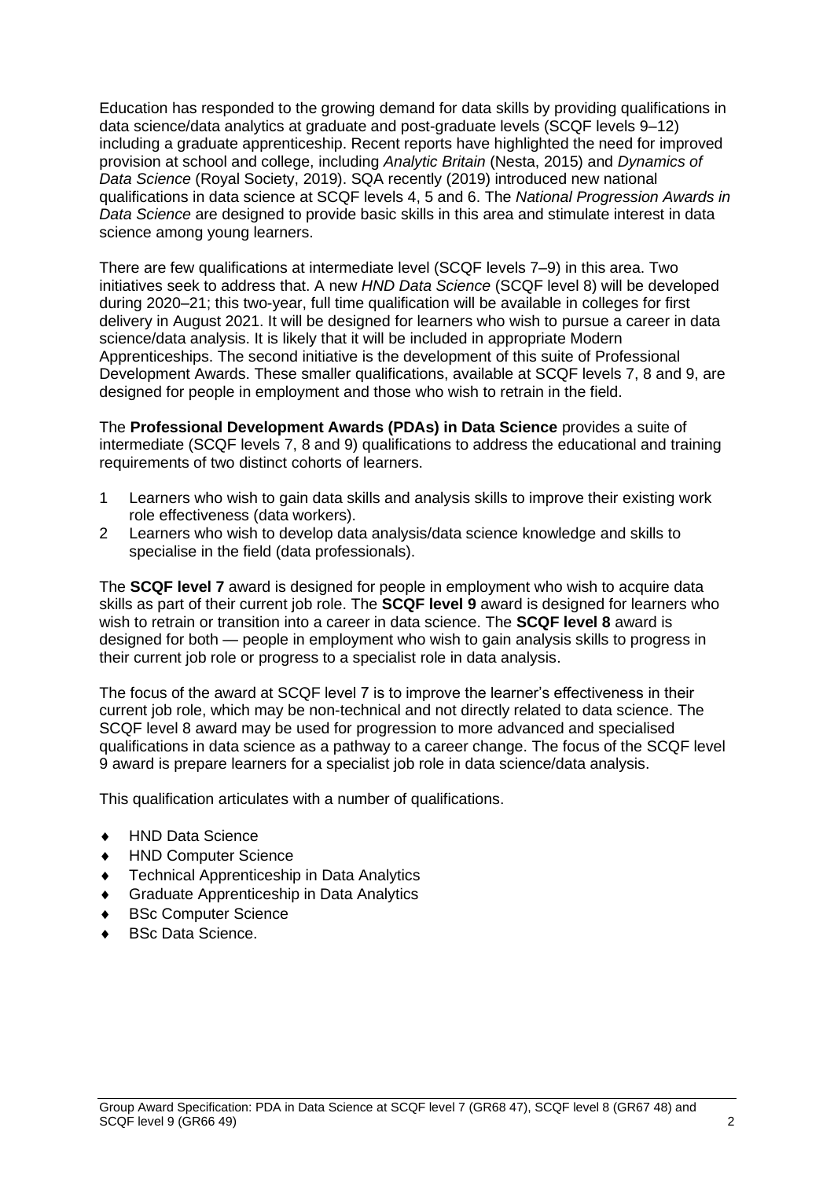Education has responded to the growing demand for data skills by providing qualifications in data science/data analytics at graduate and post-graduate levels (SCQF levels 9–12) including a graduate apprenticeship. Recent reports have highlighted the need for improved provision at school and college, including *Analytic Britain* (Nesta, 2015) and *Dynamics of Data Science* (Royal Society, 2019). SQA recently (2019) introduced new national qualifications in data science at SCQF levels 4, 5 and 6. The *National Progression Awards in Data Science* are designed to provide basic skills in this area and stimulate interest in data science among young learners.

There are few qualifications at intermediate level (SCQF levels 7–9) in this area. Two initiatives seek to address that. A new *HND Data Science* (SCQF level 8) will be developed during 2020–21; this two-year, full time qualification will be available in colleges for first delivery in August 2021. It will be designed for learners who wish to pursue a career in data science/data analysis. It is likely that it will be included in appropriate Modern Apprenticeships. The second initiative is the development of this suite of Professional Development Awards. These smaller qualifications, available at SCQF levels 7, 8 and 9, are designed for people in employment and those who wish to retrain in the field.

The **Professional Development Awards (PDAs) in Data Science** provides a suite of intermediate (SCQF levels 7, 8 and 9) qualifications to address the educational and training requirements of two distinct cohorts of learners.

1 Learners who wish to gain data skills and analysis skills to improve their existing work role effectiveness (data workers).
2 Learners who wish to develop data analysis/data science knowledge and skills to specialise in the field (data professionals).

The **SCQF level 7** award is designed for people in employment who wish to acquire data skills as part of their current job role. The **SCQF level 9** award is designed for learners who wish to retrain or transition into a career in data science. The **SCQF level 8** award is designed for both — people in employment who wish to gain analysis skills to progress in their current job role or progress to a specialist role in data analysis.

The focus of the award at SCQF level 7 is to improve the learner's effectiveness in their current job role, which may be non-technical and not directly related to data science. The SCQF level 8 award may be used for progression to more advanced and specialised qualifications in data science as a pathway to a career change. The focus of the SCQF level 9 award is prepare learners for a specialist job role in data science/data analysis.

This qualification articulates with a number of qualifications.

- HND Data Science
- HND Computer Science
- Technical Apprenticeship in Data Analytics
- Graduate Apprenticeship in Data Analytics
- BSc Computer Science
- BSc Data Science.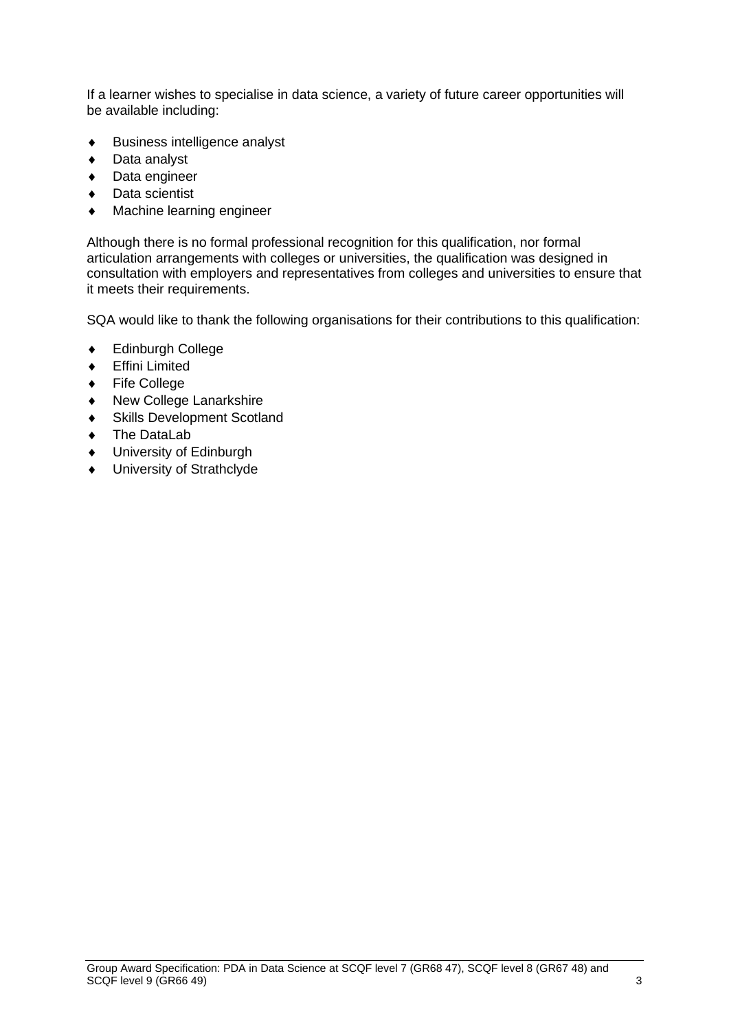If a learner wishes to specialise in data science, a variety of future career opportunities will be available including:

- Business intelligence analyst
- Data analyst
- Data engineer
- Data scientist
- Machine learning engineer

Although there is no formal professional recognition for this qualification, nor formal articulation arrangements with colleges or universities, the qualification was designed in consultation with employers and representatives from colleges and universities to ensure that it meets their requirements.

SQA would like to thank the following organisations for their contributions to this qualification:

- Edinburgh College
- Effini Limited
- Fife College
- New College Lanarkshire
- Skills Development Scotland
- The DataLab
- University of Edinburgh
- University of Strathclyde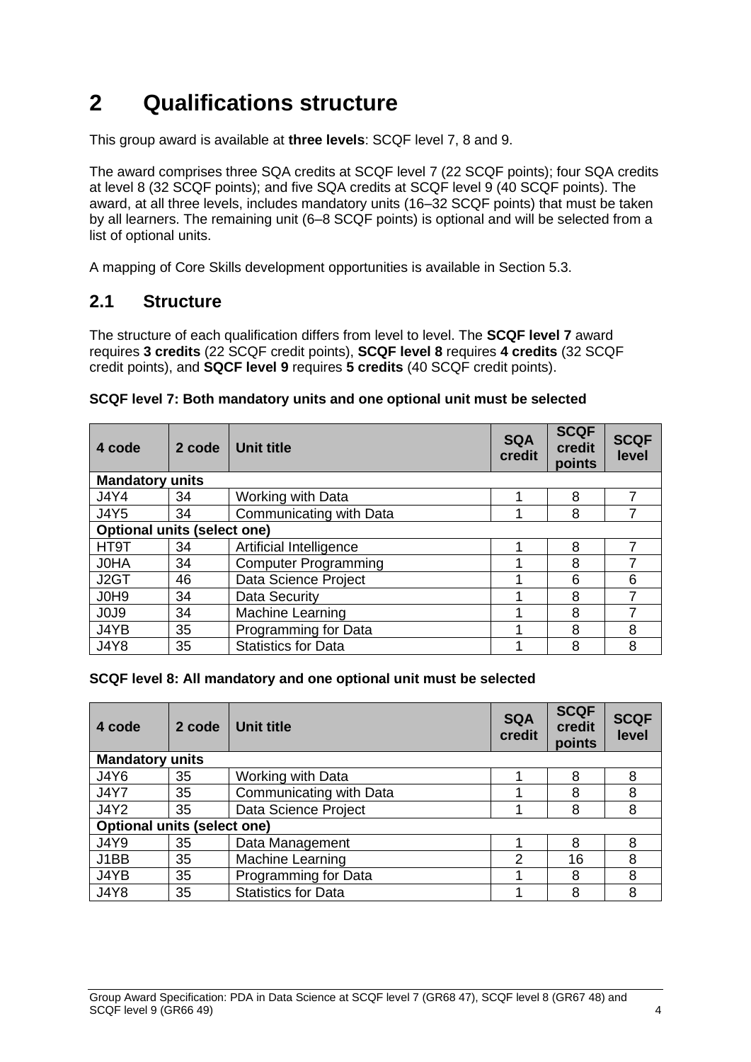# 2 Qualifications structure

This group award is available at **three levels**: SCQF level 7, 8 and 9.

The award comprises three SQA credits at SCQF level 7 (22 SCQF points); four SQA credits at level 8 (32 SCQF points); and five SQA credits at SCQF level 9 (40 SCQF points). The award, at all three levels, includes mandatory units (16–32 SCQF points) that must be taken by all learners. The remaining unit (6–8 SCQF points) is optional and will be selected from a list of optional units.

A mapping of Core Skills development opportunities is available in Section 5.3.

## 2.1 Structure

The structure of each qualification differs from level to level. The **SCQF level 7** award requires **3 credits** (22 SCQF credit points), **SCQF level 8** requires **4 credits** (32 SCQF credit points), and **SQCF level 9** requires **5 credits** (40 SCQF credit points).

**SCQF level 7: Both mandatory units and one optional unit must be selected**

| 4 code | 2 code | Unit title | SQA credit | SCQF credit points | SCQF level |
|---|---|---|---|---|---|
| **Mandatory units** | | | | | |
| J4Y4 | 34 | Working with Data | 1 | 8 | 7 |
| J4Y5 | 34 | Communicating with Data | 1 | 8 | 7 |
| **Optional units (select one)** | | | | | |
| HT9T | 34 | Artificial Intelligence | 1 | 8 | 7 |
| J0HA | 34 | Computer Programming | 1 | 8 | 7 |
| J2GT | 46 | Data Science Project | 1 | 6 | 6 |
| J0H9 | 34 | Data Security | 1 | 8 | 7 |
| J0J9 | 34 | Machine Learning | 1 | 8 | 7 |
| J4YB | 35 | Programming for Data | 1 | 8 | 8 |
| J4Y8 | 35 | Statistics for Data | 1 | 8 | 8 |

**SCQF level 8: All mandatory and one optional unit must be selected**

| 4 code | 2 code | Unit title | SQA credit | SCQF credit points | SCQF level |
|---|---|---|---|---|---|
| **Mandatory units** | | | | | |
| J4Y6 | 35 | Working with Data | 1 | 8 | 8 |
| J4Y7 | 35 | Communicating with Data | 1 | 8 | 8 |
| J4Y2 | 35 | Data Science Project | 1 | 8 | 8 |
| **Optional units (select one)** | | | | | |
| J4Y9 | 35 | Data Management | 1 | 8 | 8 |
| J1BB | 35 | Machine Learning | 2 | 16 | 8 |
| J4YB | 35 | Programming for Data | 1 | 8 | 8 |
| J4Y8 | 35 | Statistics for Data | 1 | 8 | 8 |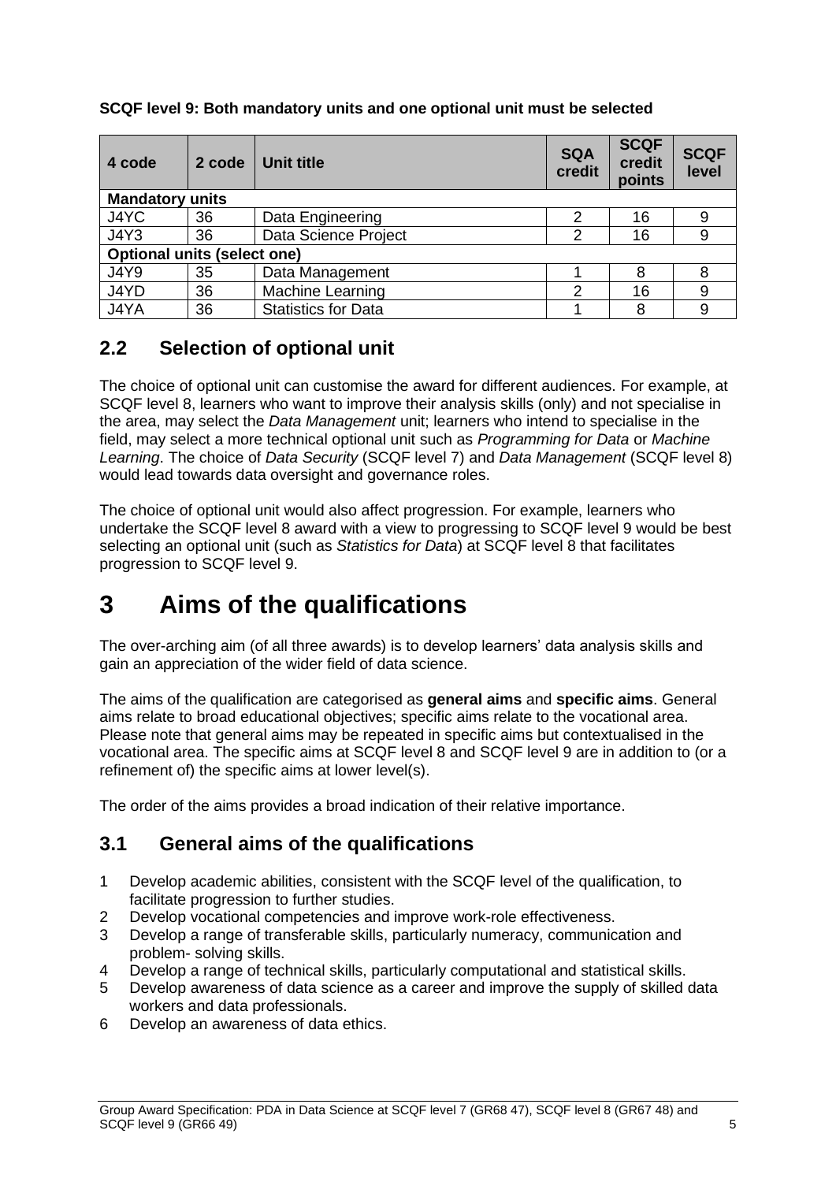**SCQF level 9: Both mandatory units and one optional unit must be selected**

| 4 code | 2 code | Unit title | SQA credit | SCQF credit points | SCQF level |
|---|---|---|---|---|---|
| **Mandatory units** | | | | | |
| J4YC | 36 | Data Engineering | 2 | 16 | 9 |
| J4Y3 | 36 | Data Science Project | 2 | 16 | 9 |
| **Optional units (select one)** | | | | | |
| J4Y9 | 35 | Data Management | 1 | 8 | 8 |
| J4YD | 36 | Machine Learning | 2 | 16 | 9 |
| J4YA | 36 | Statistics for Data | 1 | 8 | 9 |

## 2.2 Selection of optional unit

The choice of optional unit can customise the award for different audiences. For example, at SCQF level 8, learners who want to improve their analysis skills (only) and not specialise in the area, may select the *Data Management* unit; learners who intend to specialise in the field, may select a more technical optional unit such as *Programming for Data* or *Machine Learning*. The choice of *Data Security* (SCQF level 7) and *Data Management* (SCQF level 8) would lead towards data oversight and governance roles.

The choice of optional unit would also affect progression. For example, learners who undertake the SCQF level 8 award with a view to progressing to SCQF level 9 would be best selecting an optional unit (such as *Statistics for Data*) at SCQF level 8 that facilitates progression to SCQF level 9.

# 3 Aims of the qualifications

The over-arching aim (of all three awards) is to develop learners' data analysis skills and gain an appreciation of the wider field of data science.

The aims of the qualification are categorised as **general aims** and **specific aims**. General aims relate to broad educational objectives; specific aims relate to the vocational area. Please note that general aims may be repeated in specific aims but contextualised in the vocational area. The specific aims at SCQF level 8 and SCQF level 9 are in addition to (or a refinement of) the specific aims at lower level(s).

The order of the aims provides a broad indication of their relative importance.

## 3.1 General aims of the qualifications

1. Develop academic abilities, consistent with the SCQF level of the qualification, to facilitate progression to further studies.
2. Develop vocational competencies and improve work-role effectiveness.
3. Develop a range of transferable skills, particularly numeracy, communication and problem- solving skills.
4. Develop a range of technical skills, particularly computational and statistical skills.
5. Develop awareness of data science as a career and improve the supply of skilled data workers and data professionals.
6. Develop an awareness of data ethics.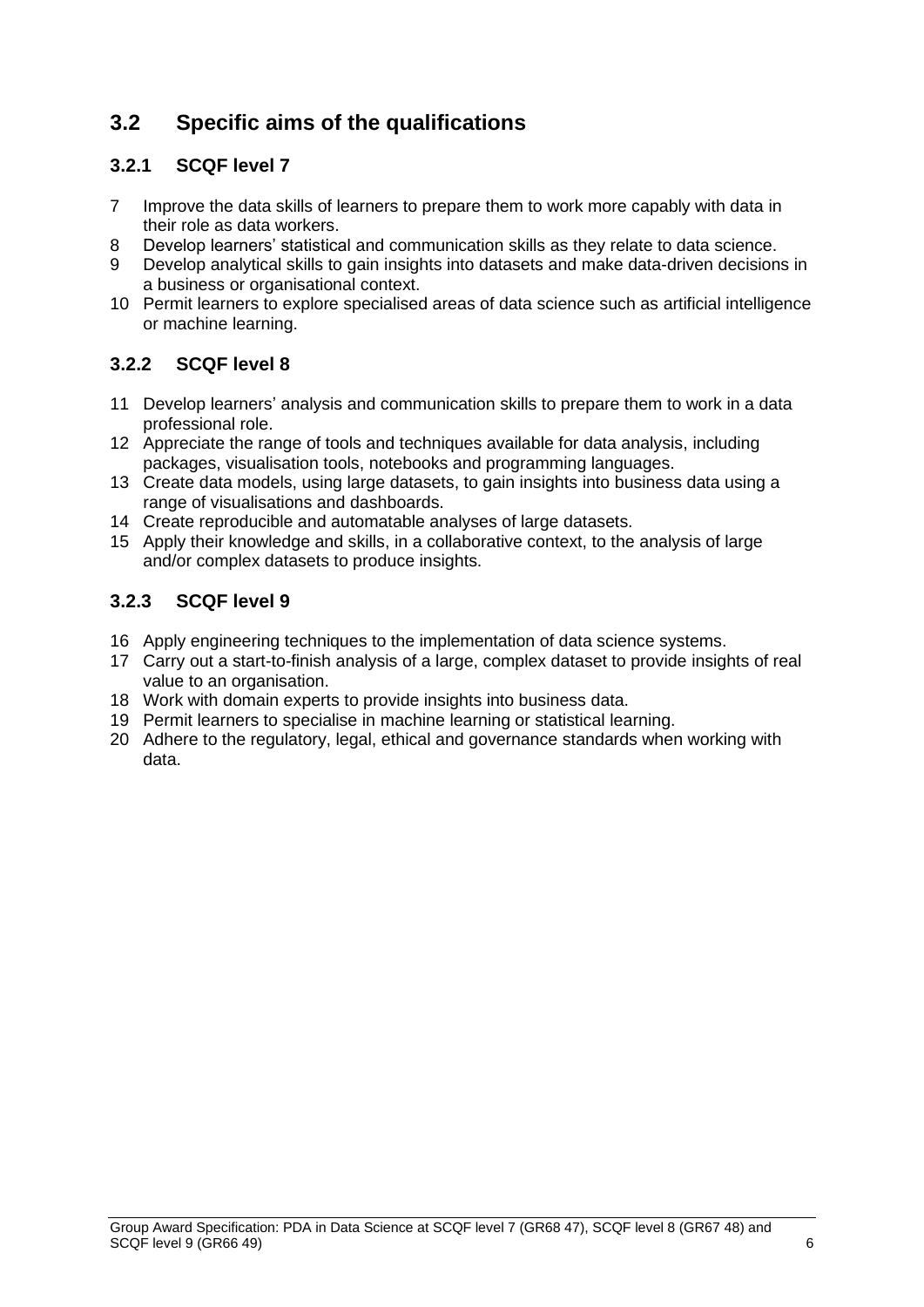## 3.2 Specific aims of the qualifications

### 3.2.1 SCQF level 7

7 Improve the data skills of learners to prepare them to work more capably with data in their role as data workers.
8 Develop learners' statistical and communication skills as they relate to data science.
9 Develop analytical skills to gain insights into datasets and make data-driven decisions in a business or organisational context.
10 Permit learners to explore specialised areas of data science such as artificial intelligence or machine learning.

### 3.2.2 SCQF level 8

11 Develop learners' analysis and communication skills to prepare them to work in a data professional role.
12 Appreciate the range of tools and techniques available for data analysis, including packages, visualisation tools, notebooks and programming languages.
13 Create data models, using large datasets, to gain insights into business data using a range of visualisations and dashboards.
14 Create reproducible and automatable analyses of large datasets.
15 Apply their knowledge and skills, in a collaborative context, to the analysis of large and/or complex datasets to produce insights.

### 3.2.3 SCQF level 9

16 Apply engineering techniques to the implementation of data science systems.
17 Carry out a start-to-finish analysis of a large, complex dataset to provide insights of real value to an organisation.
18 Work with domain experts to provide insights into business data.
19 Permit learners to specialise in machine learning or statistical learning.
20 Adhere to the regulatory, legal, ethical and governance standards when working with data.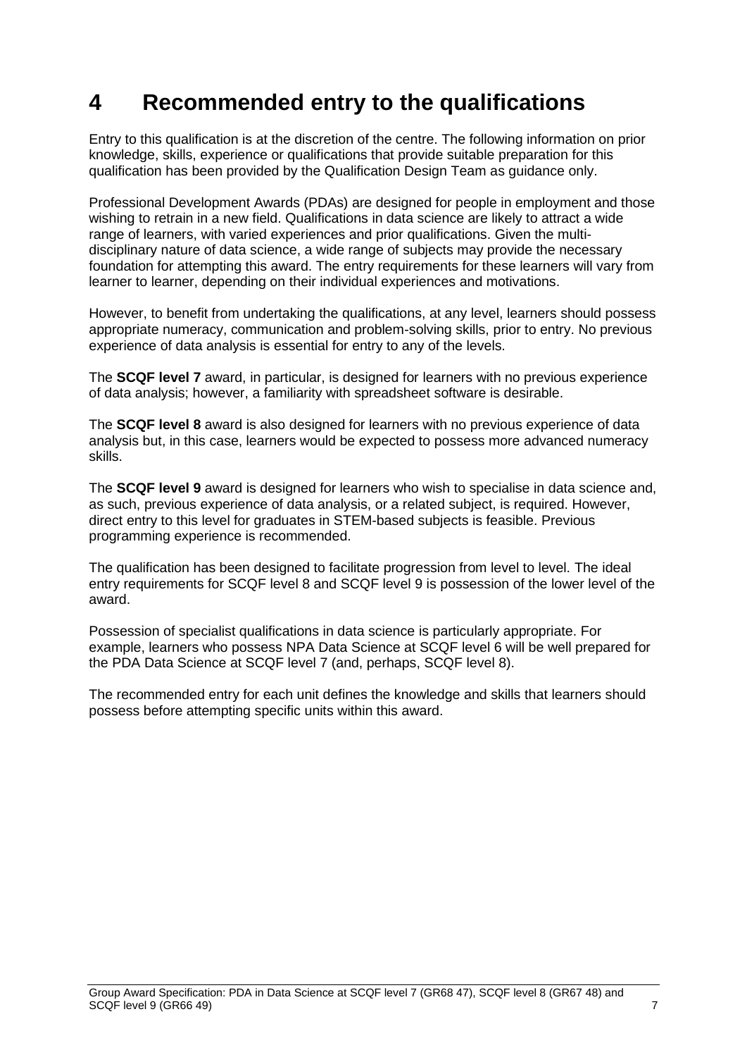# 4 Recommended entry to the qualifications

Entry to this qualification is at the discretion of the centre. The following information on prior knowledge, skills, experience or qualifications that provide suitable preparation for this qualification has been provided by the Qualification Design Team as guidance only.

Professional Development Awards (PDAs) are designed for people in employment and those wishing to retrain in a new field. Qualifications in data science are likely to attract a wide range of learners, with varied experiences and prior qualifications. Given the multi-disciplinary nature of data science, a wide range of subjects may provide the necessary foundation for attempting this award. The entry requirements for these learners will vary from learner to learner, depending on their individual experiences and motivations.

However, to benefit from undertaking the qualifications, at any level, learners should possess appropriate numeracy, communication and problem-solving skills, prior to entry. No previous experience of data analysis is essential for entry to any of the levels.

The **SCQF level 7** award, in particular, is designed for learners with no previous experience of data analysis; however, a familiarity with spreadsheet software is desirable.

The **SCQF level 8** award is also designed for learners with no previous experience of data analysis but, in this case, learners would be expected to possess more advanced numeracy skills.

The **SCQF level 9** award is designed for learners who wish to specialise in data science and, as such, previous experience of data analysis, or a related subject, is required. However, direct entry to this level for graduates in STEM-based subjects is feasible. Previous programming experience is recommended.

The qualification has been designed to facilitate progression from level to level. The ideal entry requirements for SCQF level 8 and SCQF level 9 is possession of the lower level of the award.

Possession of specialist qualifications in data science is particularly appropriate. For example, learners who possess NPA Data Science at SCQF level 6 will be well prepared for the PDA Data Science at SCQF level 7 (and, perhaps, SCQF level 8).

The recommended entry for each unit defines the knowledge and skills that learners should possess before attempting specific units within this award.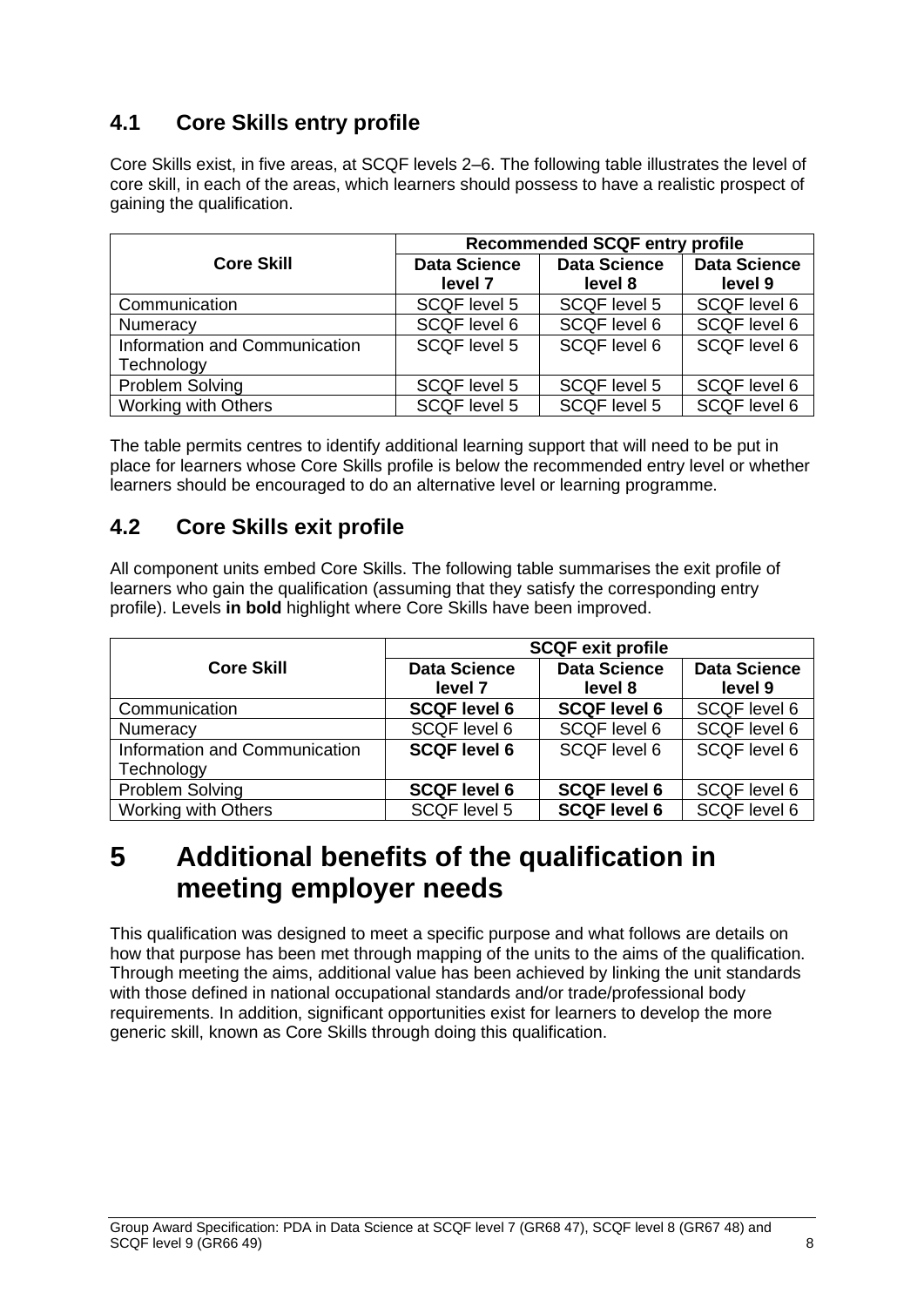## 4.1 Core Skills entry profile

Core Skills exist, in five areas, at SCQF levels 2–6. The following table illustrates the level of core skill, in each of the areas, which learners should possess to have a realistic prospect of gaining the qualification.

| Core Skill | Recommended SCQF entry profile | | |
|---|---|---|---|
| | **Data Science level 7** | **Data Science level 8** | **Data Science level 9** |
| Communication | SCQF level 5 | SCQF level 5 | SCQF level 6 |
| Numeracy | SCQF level 6 | SCQF level 6 | SCQF level 6 |
| Information and Communication Technology | SCQF level 5 | SCQF level 6 | SCQF level 6 |
| Problem Solving | SCQF level 5 | SCQF level 5 | SCQF level 6 |
| Working with Others | SCQF level 5 | SCQF level 5 | SCQF level 6 |

The table permits centres to identify additional learning support that will need to be put in place for learners whose Core Skills profile is below the recommended entry level or whether learners should be encouraged to do an alternative level or learning programme.

## 4.2 Core Skills exit profile

All component units embed Core Skills. The following table summarises the exit profile of learners who gain the qualification (assuming that they satisfy the corresponding entry profile). Levels **in bold** highlight where Core Skills have been improved.

| Core Skill | SCQF exit profile | | |
|---|---|---|---|
| | **Data Science level 7** | **Data Science level 8** | **Data Science level 9** |
| Communication | **SCQF level 6** | **SCQF level 6** | SCQF level 6 |
| Numeracy | SCQF level 6 | SCQF level 6 | SCQF level 6 |
| Information and Communication Technology | **SCQF level 6** | SCQF level 6 | SCQF level 6 |
| Problem Solving | **SCQF level 6** | **SCQF level 6** | SCQF level 6 |
| Working with Others | SCQF level 5 | **SCQF level 6** | SCQF level 6 |

# 5 Additional benefits of the qualification in meeting employer needs

This qualification was designed to meet a specific purpose and what follows are details on how that purpose has been met through mapping of the units to the aims of the qualification. Through meeting the aims, additional value has been achieved by linking the unit standards with those defined in national occupational standards and/or trade/professional body requirements. In addition, significant opportunities exist for learners to develop the more generic skill, known as Core Skills through doing this qualification.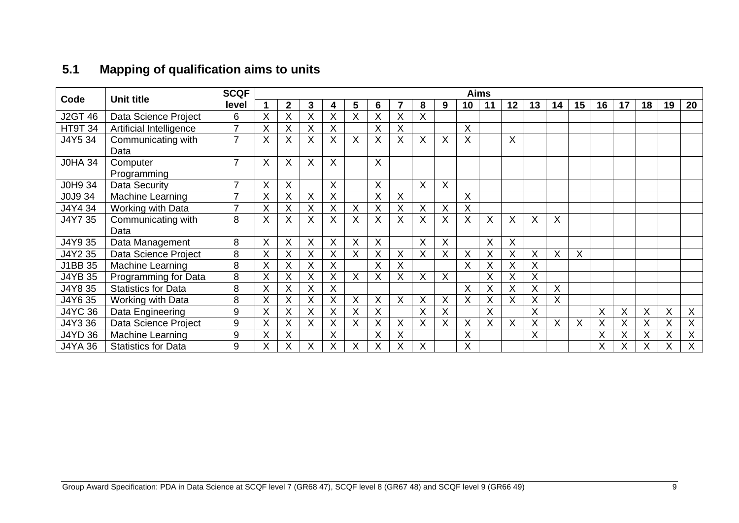## 5.1 Mapping of qualification aims to units

| Code | Unit title | SCQF level | Aims | | | | | | | | | | | | | | | | | | | |
|---|---|---|---|---|---|---|---|---|---|---|---|---|---|---|---|---|---|---|---|---|---|---|
| | | | 1 | 2 | 3 | 4 | 5 | 6 | 7 | 8 | 9 | 10 | 11 | 12 | 13 | 14 | 15 | 16 | 17 | 18 | 19 | 20 |
| J2GT 46 | Data Science Project | 6 | X | X | X | X | X | X | X | X | | | | | | | | | | | | |
| HT9T 34 | Artificial Intelligence | 7 | X | X | X | X | | X | X | | | X | | | | | | | | | | |
| J4Y5 34 | Communicating with Data | 7 | X | X | X | X | X | X | X | X | X | X | | X | | | | | | | | |
| J0HA 34 | Computer Programming | 7 | X | X | X | X | | X | | | | | | | | | | | | | | |
| J0H9 34 | Data Security | 7 | X | X | | X | | X | | X | X | | | | | | | | | | | |
| J0J9 34 | Machine Learning | 7 | X | X | X | X | | X | X | | | X | | | | | | | | | | |
| J4Y4 34 | Working with Data | 7 | X | X | X | X | X | X | X | X | X | X | | | | | | | | | | |
| J4Y7 35 | Communicating with Data | 8 | X | X | X | X | X | X | X | X | X | X | X | X | X | X | | | | | | |
| J4Y9 35 | Data Management | 8 | X | X | X | X | X | X | | X | X | | X | X | | | | | | | | |
| J4Y2 35 | Data Science Project | 8 | X | X | X | X | X | X | X | X | X | X | X | X | X | X | X | | | | | |
| J1BB 35 | Machine Learning | 8 | X | X | X | X | | X | X | | | X | X | X | X | | | | | | | |
| J4YB 35 | Programming for Data | 8 | X | X | X | X | X | X | X | X | X | | X | X | X | | | | | | | |
| J4Y8 35 | Statistics for Data | 8 | X | X | X | X | | | | | | X | X | X | X | X | | | | | | |
| J4Y6 35 | Working with Data | 8 | X | X | X | X | X | X | X | X | X | X | X | X | X | X | | | | | | |
| J4YC 36 | Data Engineering | 9 | X | X | X | X | X | X | | X | X | | X | | X | | | X | X | X | X | X |
| J4Y3 36 | Data Science Project | 9 | X | X | X | X | X | X | X | X | X | X | X | X | X | X | X | X | X | X | X | X |
| J4YD 36 | Machine Learning | 9 | X | X | | X | | X | X | | | X | | | X | | | X | X | X | X | X |
| J4YA 36 | Statistics for Data | 9 | X | X | X | X | X | X | X | X | | X | | | | | | X | X | X | X | X |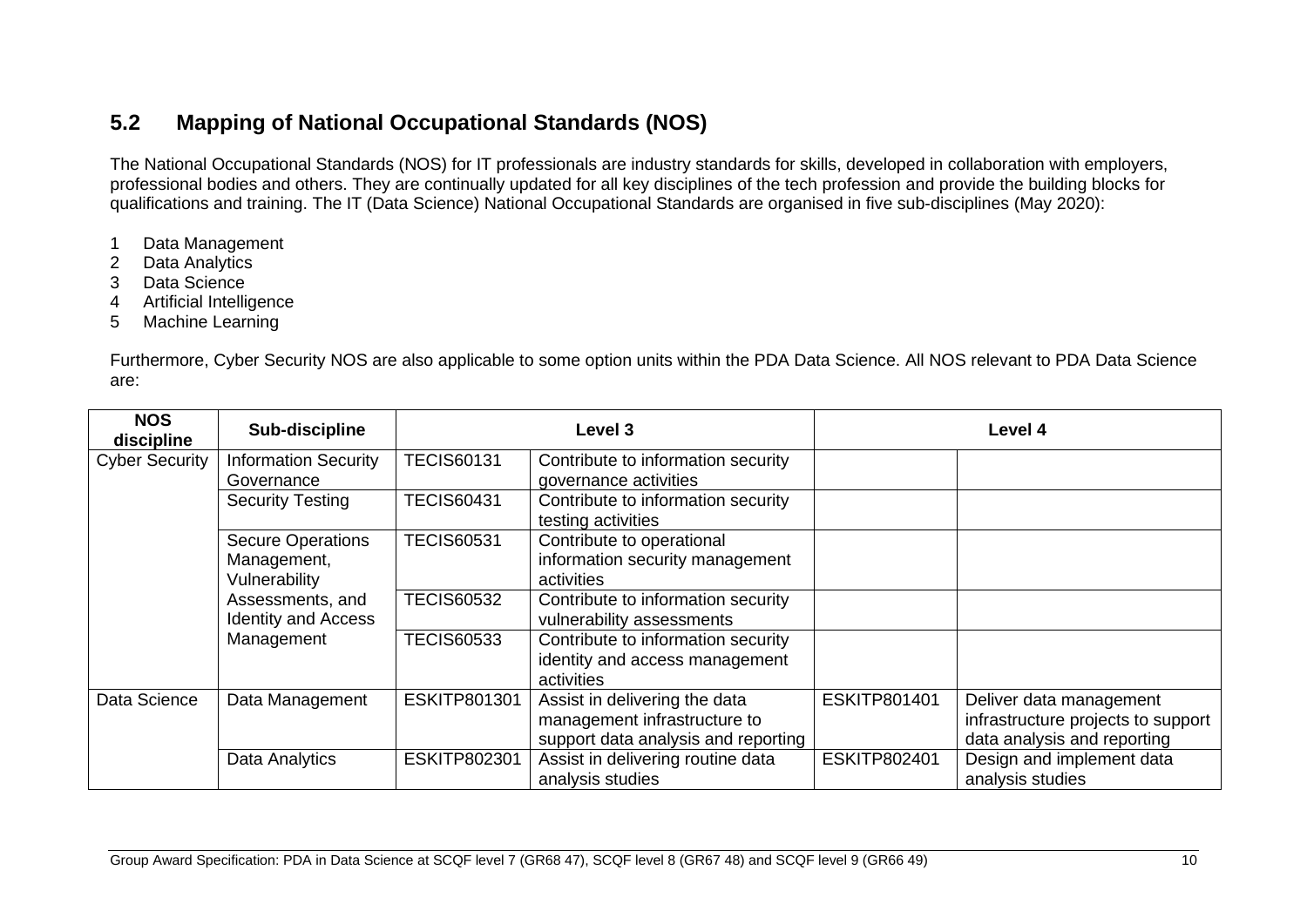## 5.2 Mapping of National Occupational Standards (NOS)

The National Occupational Standards (NOS) for IT professionals are industry standards for skills, developed in collaboration with employers, professional bodies and others. They are continually updated for all key disciplines of the tech profession and provide the building blocks for qualifications and training. The IT (Data Science) National Occupational Standards are organised in five sub-disciplines (May 2020):

1. Data Management
2. Data Analytics
3. Data Science
4. Artificial Intelligence
5. Machine Learning

Furthermore, Cyber Security NOS are also applicable to some option units within the PDA Data Science. All NOS relevant to PDA Data Science are:

| NOS discipline | Sub-discipline | Level 3 | | Level 4 | |
|---|---|---|---|---|---|
| Cyber Security | Information Security Governance | TECIS60131 | Contribute to information security governance activities | | |
| | Security Testing | TECIS60431 | Contribute to information security testing activities | | |
| | Secure Operations Management, Vulnerability Assessments, and Identity and Access Management | TECIS60531 | Contribute to operational information security management activities | | |
| | | TECIS60532 | Contribute to information security vulnerability assessments | | |
| | | TECIS60533 | Contribute to information security identity and access management activities | | |
| Data Science | Data Management | ESKITP801301 | Assist in delivering the data management infrastructure to support data analysis and reporting | ESKITP801401 | Deliver data management infrastructure projects to support data analysis and reporting |
| | Data Analytics | ESKITP802301 | Assist in delivering routine data analysis studies | ESKITP802401 | Design and implement data analysis studies |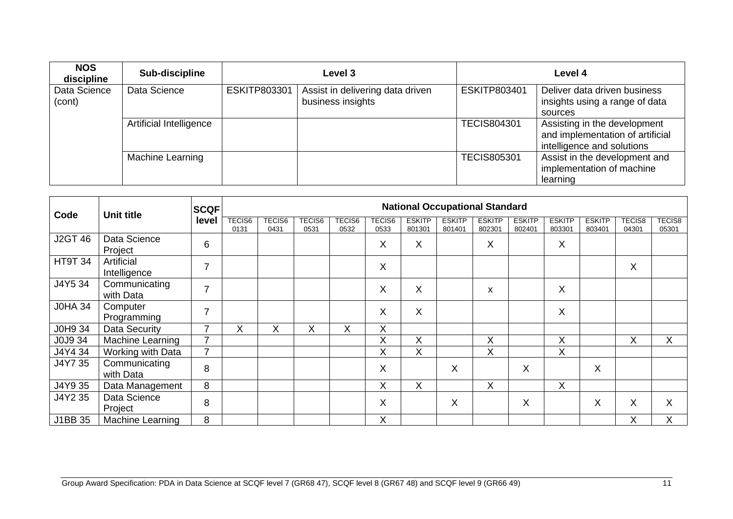| NOS discipline | Sub-discipline | Level 3 | | Level 4 | |
|---|---|---|---|---|---|
| Data Science (cont) | Data Science | ESKITP803301 | Assist in delivering data driven business insights | ESKITP803401 | Deliver data driven business insights using a range of data sources |
| | Artificial Intelligence | | | TECIS804301 | Assisting in the development and implementation of artificial intelligence and solutions |
| | Machine Learning | | | TECIS805301 | Assist in the development and implementation of machine learning |

| Code | Unit title | SCQF level | National Occupational Standard | | | | | | | | | | | | |
|---|---|---|---|---|---|---|---|---|---|---|---|---|---|---|---|
| | | | TECIS60131 | TECIS60431 | TECIS60531 | TECIS60532 | TECIS60533 | ESKITP801301 | ESKITP801401 | ESKITP802301 | ESKITP802401 | ESKITP803301 | ESKITP803401 | TECIS804301 | TECIS805301 |
| J2GT 46 | Data Science Project | 6 | | | | | X | X | | X | | X | | | |
| HT9T 34 | Artificial Intelligence | 7 | | | | | X | | | | | | | X | |
| J4Y5 34 | Communicating with Data | 7 | | | | | X | X | | x | | X | | | |
| J0HA 34 | Computer Programming | 7 | | | | | X | X | | | | X | | | |
| J0H9 34 | Data Security | 7 | X | X | X | X | X | | | | | | | | |
| J0J9 34 | Machine Learning | 7 | | | | | X | X | | X | | X | | X | X |
| J4Y4 34 | Working with Data | 7 | | | | | X | X | | X | | X | | | |
| J4Y7 35 | Communicating with Data | 8 | | | | | X | | X | | X | | X | | |
| J4Y9 35 | Data Management | 8 | | | | | X | X | | X | | X | | | |
| J4Y2 35 | Data Science Project | 8 | | | | | X | | X | | X | | X | X | X |
| J1BB 35 | Machine Learning | 8 | | | | | X | | | | | | | X | X |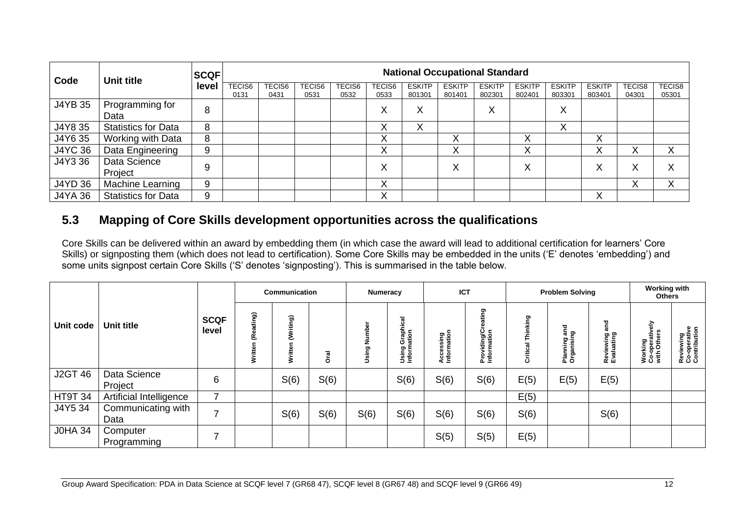| Code | Unit title | SCQF level | National Occupational Standard | | | | | | | | | | | | |
|---|---|---|---|---|---|---|---|---|---|---|---|---|---|---|---|
| | | | TECIS6 0131 | TECIS6 0431 | TECIS6 0531 | TECIS6 0532 | TECIS6 0533 | ESKITP 801301 | ESKITP 801401 | ESKITP 802301 | ESKITP 802401 | ESKITP 803301 | ESKITP 803401 | TECIS8 04301 | TECIS8 05301 |
| J4YB 35 | Programming for Data | 8 | | | | | X | X | | X | | X | | | |
| J4Y8 35 | Statistics for Data | 8 | | | | | X | X | | | | X | | | |
| J4Y6 35 | Working with Data | 8 | | | | | X | | X | | X | | X | | |
| J4YC 36 | Data Engineering | 9 | | | | | X | | X | | X | | X | X | X |
| J4Y3 36 | Data Science Project | 9 | | | | | X | | X | | X | | X | X | X |
| J4YD 36 | Machine Learning | 9 | | | | | X | | | | | | | X | X |
| J4YA 36 | Statistics for Data | 9 | | | | | X | | | | | | X | | |

## 5.3 Mapping of Core Skills development opportunities across the qualifications

Core Skills can be delivered within an award by embedding them (in which case the award will lead to additional certification for learners' Core Skills) or signposting them (which does not lead to certification). Some Core Skills may be embedded in the units ('E' denotes 'embedding') and some units signpost certain Core Skills ('S' denotes 'signposting'). This is summarised in the table below.

| Unit code | Unit title | SCQF level | Communication | | | Numeracy | | ICT | | Problem Solving | | | Working with Others | |
|---|---|---|---|---|---|---|---|---|---|---|---|---|---|---|
| | | | Written (Reading) | Written (Writing) | Oral | Using Number | Using Graphical Information | Accessing Information | Providing/Creating Information | Critical Thinking | Planning and Organising | Reviewing and Evaluating | Working Co-operatively with Others | Reviewing Co-operative Contribution |
| J2GT 46 | Data Science Project | 6 | | S(6) | S(6) | | S(6) | S(6) | S(6) | E(5) | E(5) | E(5) | | |
| HT9T 34 | Artificial Intelligence | 7 | | | | | | | | E(5) | | | | |
| J4Y5 34 | Communicating with Data | 7 | | S(6) | S(6) | S(6) | S(6) | S(6) | S(6) | S(6) | | S(6) | | |
| J0HA 34 | Computer Programming | 7 | | | | | | S(5) | S(5) | E(5) | | | | |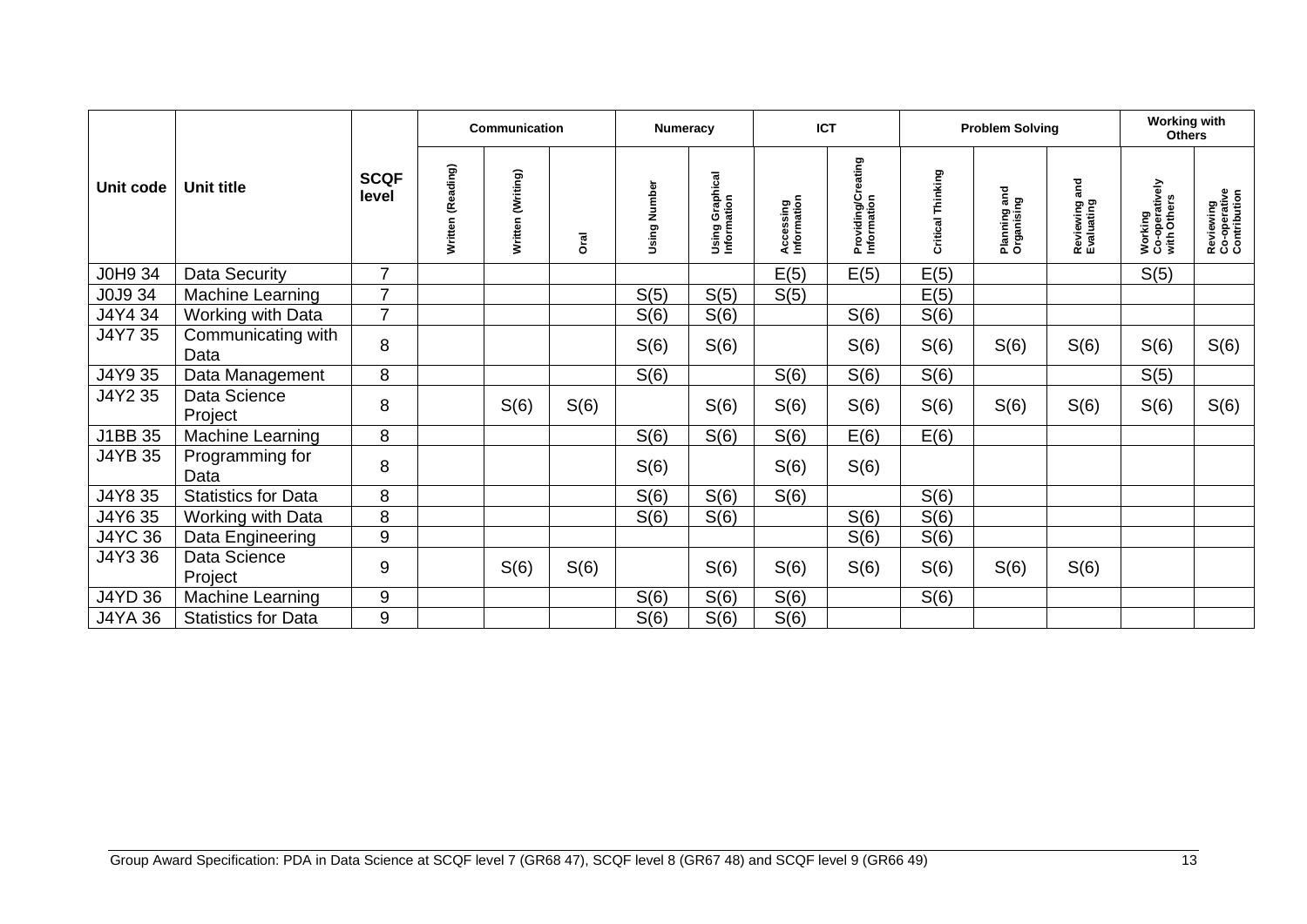| Unit code | Unit title | SCQF level | Communication | | | Numeracy | | ICT | | Problem Solving | | | Working with Others | |
|---|---|---|---|---|---|---|---|---|---|---|---|---|---|---|
| | | | Written (Reading) | Written (Writing) | Oral | Using Number | Using Graphical Information | Accessing Information | Providing/Creating Information | Critical Thinking | Planning and Organising | Reviewing and Evaluating | Working Co-operatively with Others | Reviewing Co-operative Contribution |
| J0H9 34 | Data Security | 7 | | | | | | E(5) | E(5) | E(5) | | | S(5) | |
| J0J9 34 | Machine Learning | 7 | | | | S(5) | S(5) | S(5) | | E(5) | | | | |
| J4Y4 34 | Working with Data | 7 | | | | S(6) | S(6) | | S(6) | S(6) | | | | |
| J4Y7 35 | Communicating with Data | 8 | | | | S(6) | S(6) | | S(6) | S(6) | S(6) | S(6) | S(6) | S(6) |
| J4Y9 35 | Data Management | 8 | | | | S(6) | | S(6) | S(6) | S(6) | | | S(5) | |
| J4Y2 35 | Data Science Project | 8 | | S(6) | S(6) | | S(6) | S(6) | S(6) | S(6) | S(6) | S(6) | S(6) | S(6) |
| J1BB 35 | Machine Learning | 8 | | | | S(6) | S(6) | S(6) | E(6) | E(6) | | | | |
| J4YB 35 | Programming for Data | 8 | | | | S(6) | | S(6) | S(6) | | | | | |
| J4Y8 35 | Statistics for Data | 8 | | | | S(6) | S(6) | S(6) | | S(6) | | | | |
| J4Y6 35 | Working with Data | 8 | | | | S(6) | S(6) | | S(6) | S(6) | | | | |
| J4YC 36 | Data Engineering | 9 | | | | | | | S(6) | S(6) | | | | |
| J4Y3 36 | Data Science Project | 9 | | S(6) | S(6) | | S(6) | S(6) | S(6) | S(6) | S(6) | S(6) | | |
| J4YD 36 | Machine Learning | 9 | | | | S(6) | S(6) | S(6) | | S(6) | | | | |
| J4YA 36 | Statistics for Data | 9 | | | | S(6) | S(6) | S(6) | | | | | | |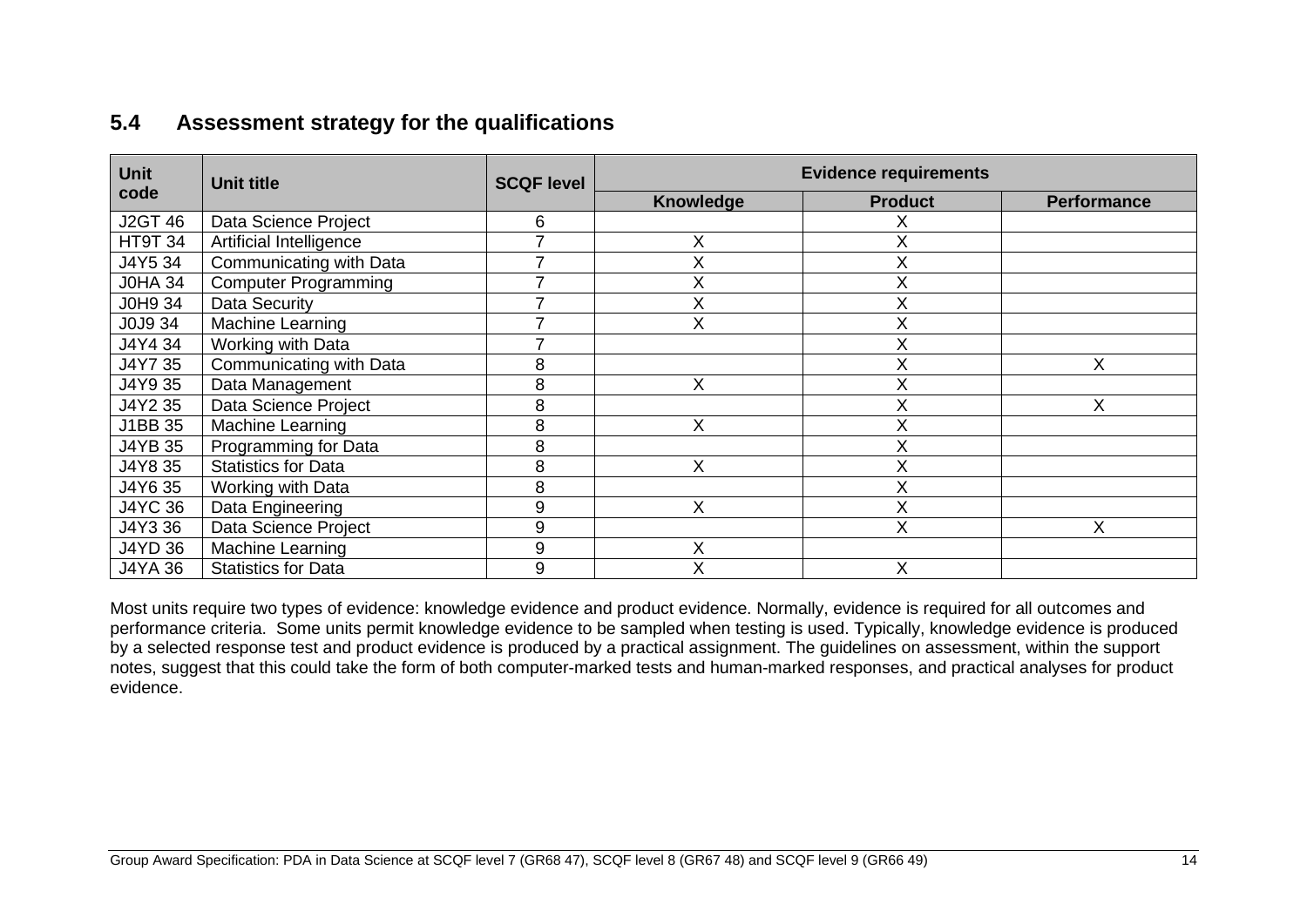## 5.4 Assessment strategy for the qualifications

| Unit code | Unit title | SCQF level | Evidence requirements | | |
|---|---|---|---|---|---|
| | | | Knowledge | Product | Performance |
| J2GT 46 | Data Science Project | 6 | | X | |
| HT9T 34 | Artificial Intelligence | 7 | X | X | |
| J4Y5 34 | Communicating with Data | 7 | X | X | |
| J0HA 34 | Computer Programming | 7 | X | X | |
| J0H9 34 | Data Security | 7 | X | X | |
| J0J9 34 | Machine Learning | 7 | X | X | |
| J4Y4 34 | Working with Data | 7 | | X | |
| J4Y7 35 | Communicating with Data | 8 | | X | X |
| J4Y9 35 | Data Management | 8 | X | X | |
| J4Y2 35 | Data Science Project | 8 | | X | X |
| J1BB 35 | Machine Learning | 8 | X | X | |
| J4YB 35 | Programming for Data | 8 | | X | |
| J4Y8 35 | Statistics for Data | 8 | X | X | |
| J4Y6 35 | Working with Data | 8 | | X | |
| J4YC 36 | Data Engineering | 9 | X | X | |
| J4Y3 36 | Data Science Project | 9 | | X | X |
| J4YD 36 | Machine Learning | 9 | X | | |
| J4YA 36 | Statistics for Data | 9 | X | X | |

Most units require two types of evidence: knowledge evidence and product evidence. Normally, evidence is required for all outcomes and performance criteria. Some units permit knowledge evidence to be sampled when testing is used. Typically, knowledge evidence is produced by a selected response test and product evidence is produced by a practical assignment. The guidelines on assessment, within the support notes, suggest that this could take the form of both computer-marked tests and human-marked responses, and practical analyses for product evidence.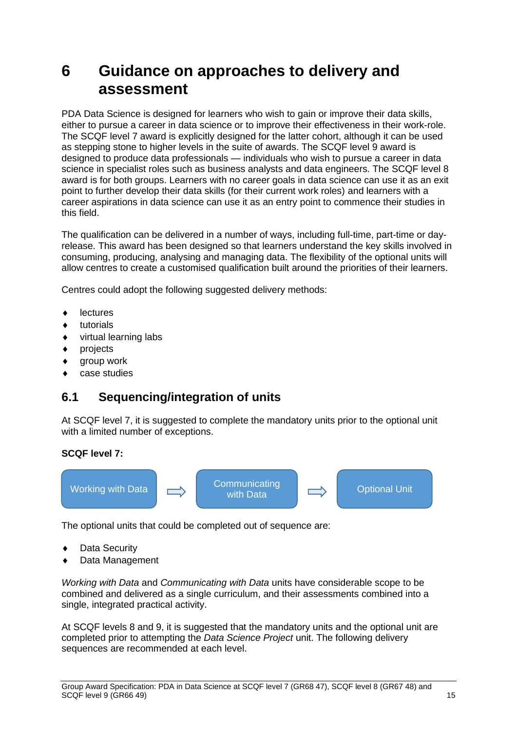# 6 Guidance on approaches to delivery and assessment

PDA Data Science is designed for learners who wish to gain or improve their data skills, either to pursue a career in data science or to improve their effectiveness in their work-role. The SCQF level 7 award is explicitly designed for the latter cohort, although it can be used as stepping stone to higher levels in the suite of awards. The SCQF level 9 award is designed to produce data professionals — individuals who wish to pursue a career in data science in specialist roles such as business analysts and data engineers. The SCQF level 8 award is for both groups. Learners with no career goals in data science can use it as an exit point to further develop their data skills (for their current work roles) and learners with a career aspirations in data science can use it as an entry point to commence their studies in this field.

The qualification can be delivered in a number of ways, including full-time, part-time or day-release. This award has been designed so that learners understand the key skills involved in consuming, producing, analysing and managing data. The flexibility of the optional units will allow centres to create a customised qualification built around the priorities of their learners.

Centres could adopt the following suggested delivery methods:

- lectures
- tutorials
- virtual learning labs
- projects
- group work
- case studies

## 6.1 Sequencing/integration of units

At SCQF level 7, it is suggested to complete the mandatory units prior to the optional unit with a limited number of exceptions.

**SCQF level 7:**

Working with Data ⇨ Communicating with Data ⇨ Optional Unit

The optional units that could be completed out of sequence are:

- Data Security
- Data Management

*Working with Data* and *Communicating with Data* units have considerable scope to be combined and delivered as a single curriculum, and their assessments combined into a single, integrated practical activity.

At SCQF levels 8 and 9, it is suggested that the mandatory units and the optional unit are completed prior to attempting the *Data Science Project* unit. The following delivery sequences are recommended at each level.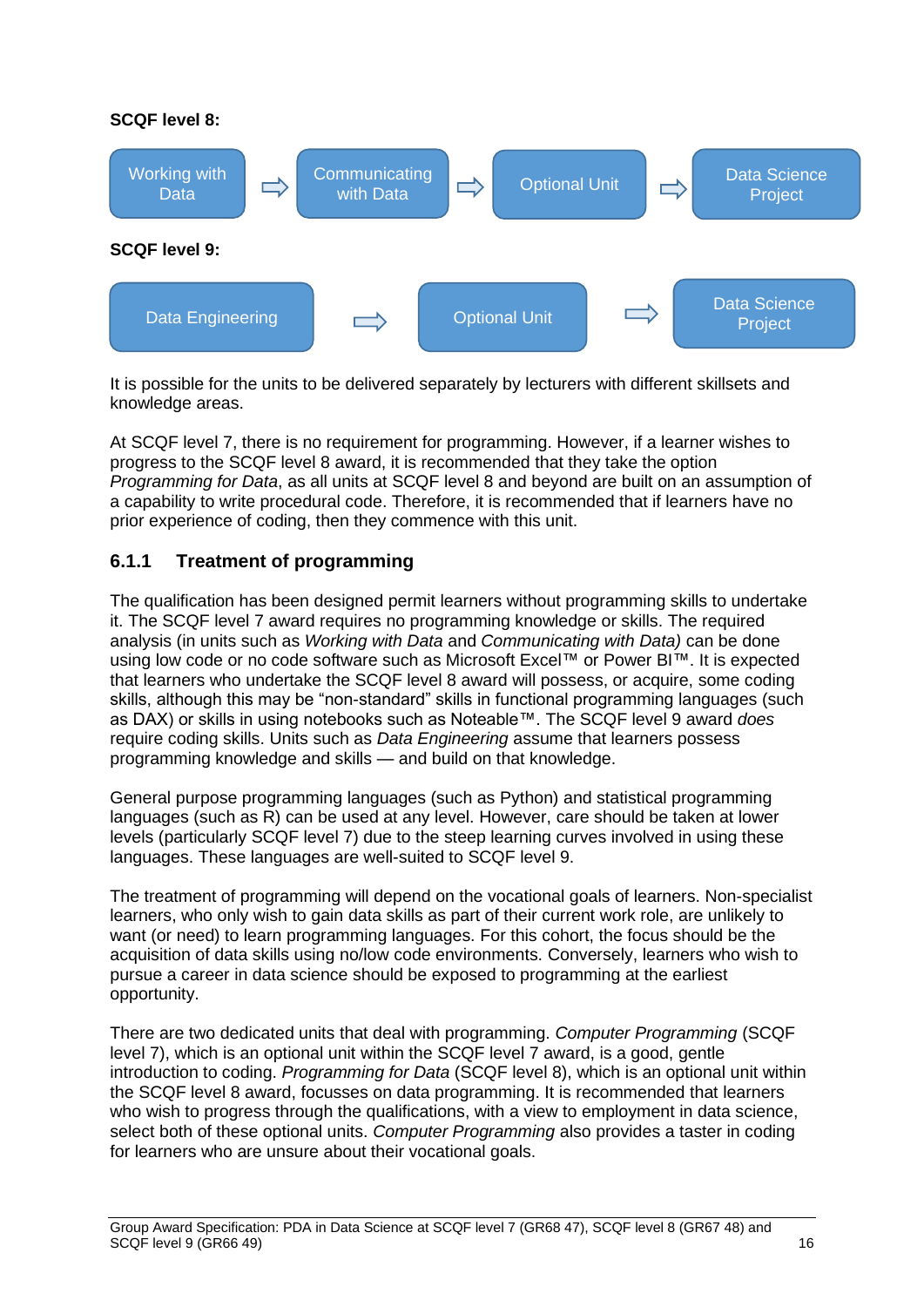**SCQF level 8:**

Working with Data ⇨ Communicating with Data ⇨ Optional Unit ⇨ Data Science Project

**SCQF level 9:**

Data Engineering ⇨ Optional Unit ⇨ Data Science Project

It is possible for the units to be delivered separately by lecturers with different skillsets and knowledge areas.

At SCQF level 7, there is no requirement for programming. However, if a learner wishes to progress to the SCQF level 8 award, it is recommended that they take the option *Programming for Data*, as all units at SCQF level 8 and beyond are built on an assumption of a capability to write procedural code. Therefore, it is recommended that if learners have no prior experience of coding, then they commence with this unit.

### 6.1.1 Treatment of programming

The qualification has been designed permit learners without programming skills to undertake it. The SCQF level 7 award requires no programming knowledge or skills. The required analysis (in units such as *Working with Data* and *Communicating with Data)* can be done using low code or no code software such as Microsoft Excel™ or Power BI™. It is expected that learners who undertake the SCQF level 8 award will possess, or acquire, some coding skills, although this may be "non-standard" skills in functional programming languages (such as DAX) or skills in using notebooks such as Noteable™. The SCQF level 9 award *does* require coding skills. Units such as *Data Engineering* assume that learners possess programming knowledge and skills — and build on that knowledge.

General purpose programming languages (such as Python) and statistical programming languages (such as R) can be used at any level. However, care should be taken at lower levels (particularly SCQF level 7) due to the steep learning curves involved in using these languages. These languages are well-suited to SCQF level 9.

The treatment of programming will depend on the vocational goals of learners. Non-specialist learners, who only wish to gain data skills as part of their current work role, are unlikely to want (or need) to learn programming languages. For this cohort, the focus should be the acquisition of data skills using no/low code environments. Conversely, learners who wish to pursue a career in data science should be exposed to programming at the earliest opportunity.

There are two dedicated units that deal with programming. *Computer Programming* (SCQF level 7), which is an optional unit within the SCQF level 7 award, is a good, gentle introduction to coding. *Programming for Data* (SCQF level 8), which is an optional unit within the SCQF level 8 award, focusses on data programming. It is recommended that learners who wish to progress through the qualifications, with a view to employment in data science, select both of these optional units. *Computer Programming* also provides a taster in coding for learners who are unsure about their vocational goals.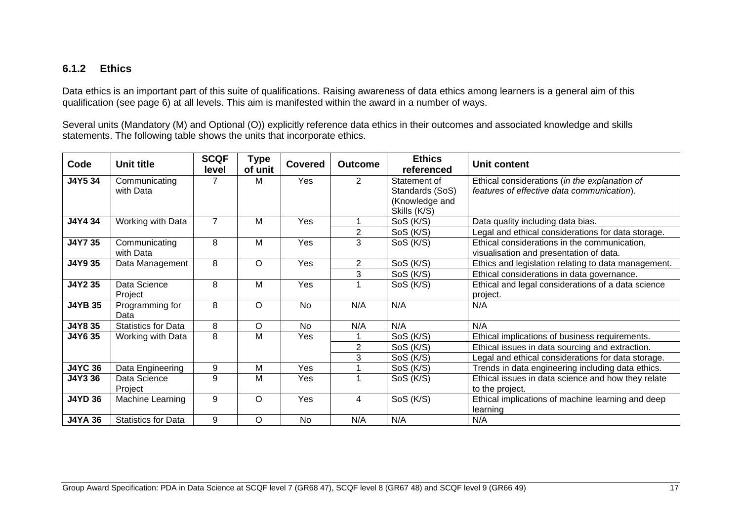### 6.1.2 Ethics

Data ethics is an important part of this suite of qualifications. Raising awareness of data ethics among learners is a general aim of this qualification (see page 6) at all levels. This aim is manifested within the award in a number of ways.

Several units (Mandatory (M) and Optional (O)) explicitly reference data ethics in their outcomes and associated knowledge and skills statements. The following table shows the units that incorporate ethics.

| Code | Unit title | SCQF level | Type of unit | Covered | Outcome | Ethics referenced | Unit content |
|---|---|---|---|---|---|---|---|
| **J4Y5 34** | Communicating with Data | 7 | M | Yes | 2 | Statement of Standards (SoS) (Knowledge and Skills (K/S) | Ethical considerations (*in the explanation of features of effective data communication*). |
| **J4Y4 34** | Working with Data | 7 | M | Yes | 1 | SoS (K/S) | Data quality including data bias. |
| | | | | | 2 | SoS (K/S) | Legal and ethical considerations for data storage. |
| **J4Y7 35** | Communicating with Data | 8 | M | Yes | 3 | SoS (K/S) | Ethical considerations in the communication, visualisation and presentation of data. |
| **J4Y9 35** | Data Management | 8 | O | Yes | 2 | SoS (K/S) | Ethics and legislation relating to data management. |
| | | | | | 3 | SoS (K/S) | Ethical considerations in data governance. |
| **J4Y2 35** | Data Science Project | 8 | M | Yes | 1 | SoS (K/S) | Ethical and legal considerations of a data science project. |
| **J4YB 35** | Programming for Data | 8 | O | No | N/A | N/A | N/A |
| **J4Y8 35** | Statistics for Data | 8 | O | No | N/A | N/A | N/A |
| **J4Y6 35** | Working with Data | 8 | M | Yes | 1 | SoS (K/S) | Ethical implications of business requirements. |
| | | | | | 2 | SoS (K/S) | Ethical issues in data sourcing and extraction. |
| | | | | | 3 | SoS (K/S) | Legal and ethical considerations for data storage. |
| **J4YC 36** | Data Engineering | 9 | M | Yes | 1 | SoS (K/S) | Trends in data engineering including data ethics. |
| **J4Y3 36** | Data Science Project | 9 | M | Yes | 1 | SoS (K/S) | Ethical issues in data science and how they relate to the project. |
| **J4YD 36** | Machine Learning | 9 | O | Yes | 4 | SoS (K/S) | Ethical implications of machine learning and deep learning |
| **J4YA 36** | Statistics for Data | 9 | O | No | N/A | N/A | N/A |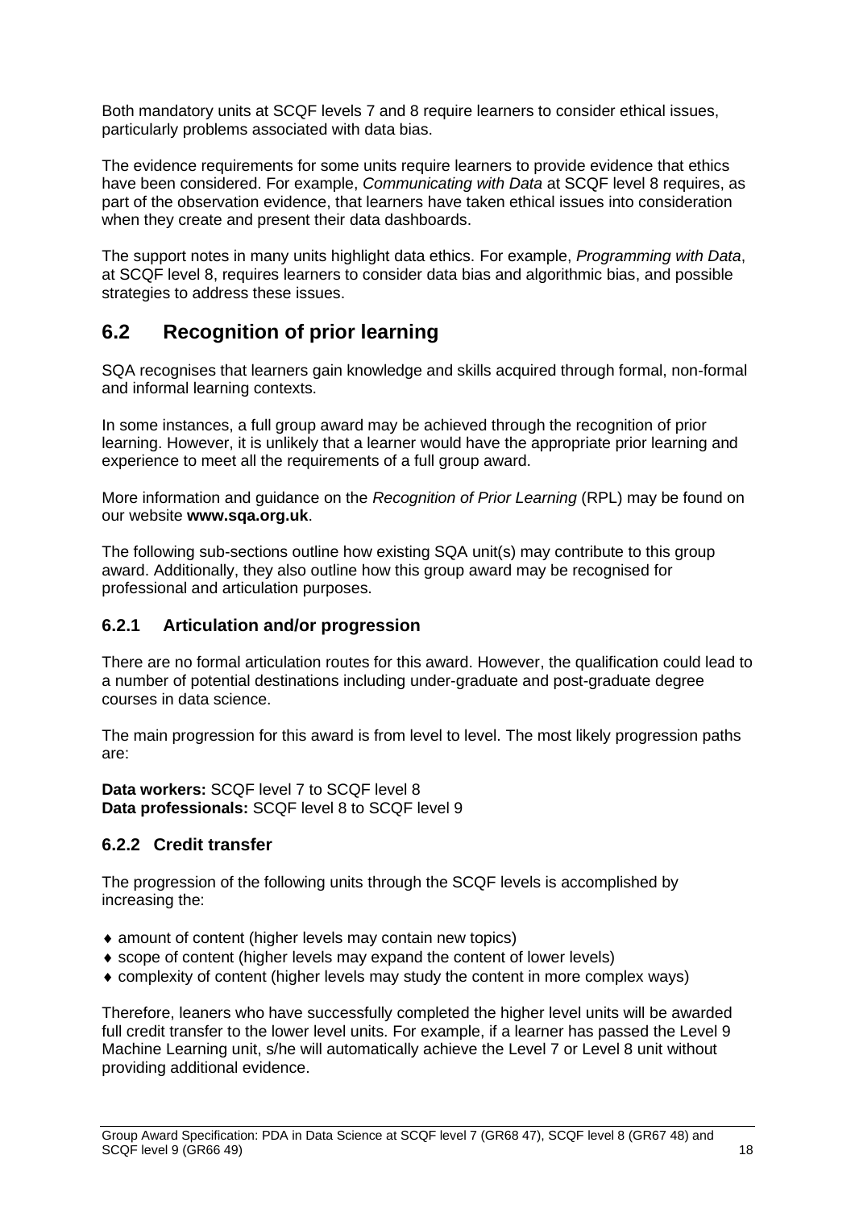Both mandatory units at SCQF levels 7 and 8 require learners to consider ethical issues, particularly problems associated with data bias.

The evidence requirements for some units require learners to provide evidence that ethics have been considered. For example, *Communicating with Data* at SCQF level 8 requires, as part of the observation evidence, that learners have taken ethical issues into consideration when they create and present their data dashboards.

The support notes in many units highlight data ethics. For example, *Programming with Data*, at SCQF level 8, requires learners to consider data bias and algorithmic bias, and possible strategies to address these issues.

## 6.2 Recognition of prior learning

SQA recognises that learners gain knowledge and skills acquired through formal, non-formal and informal learning contexts.

In some instances, a full group award may be achieved through the recognition of prior learning. However, it is unlikely that a learner would have the appropriate prior learning and experience to meet all the requirements of a full group award.

More information and guidance on the *Recognition of Prior Learning* (RPL) may be found on our website **www.sqa.org.uk**.

The following sub-sections outline how existing SQA unit(s) may contribute to this group award. Additionally, they also outline how this group award may be recognised for professional and articulation purposes.

### 6.2.1 Articulation and/or progression

There are no formal articulation routes for this award. However, the qualification could lead to a number of potential destinations including under-graduate and post-graduate degree courses in data science.

The main progression for this award is from level to level. The most likely progression paths are:

**Data workers:** SCQF level 7 to SCQF level 8
**Data professionals:** SCQF level 8 to SCQF level 9

### 6.2.2 Credit transfer

The progression of the following units through the SCQF levels is accomplished by increasing the:

- amount of content (higher levels may contain new topics)
- scope of content (higher levels may expand the content of lower levels)
- complexity of content (higher levels may study the content in more complex ways)

Therefore, leaners who have successfully completed the higher level units will be awarded full credit transfer to the lower level units. For example, if a learner has passed the Level 9 Machine Learning unit, s/he will automatically achieve the Level 7 or Level 8 unit without providing additional evidence.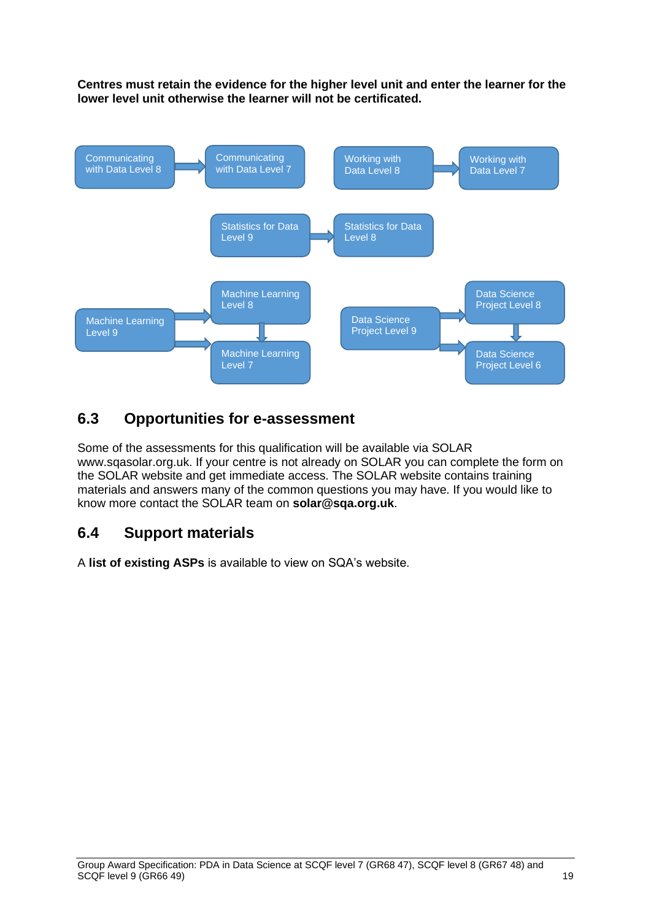**Centres must retain the evidence for the higher level unit and enter the learner for the lower level unit otherwise the learner will not be certificated.**

- Communicating with Data Level 8 → Communicating with Data Level 7
- Working with Data Level 8 → Working with Data Level 7
- Statistics for Data Level 9 → Statistics for Data Level 8
- Machine Learning Level 9 → Machine Learning Level 8 → Machine Learning Level 7
- Machine Learning Level 9 → Machine Learning Level 7
- Data Science Project Level 9 → Data Science Project Level 8 → Data Science Project Level 6
- Data Science Project Level 9 → Data Science Project Level 6

## 6.3 Opportunities for e-assessment

Some of the assessments for this qualification will be available via SOLAR www.sqasolar.org.uk. If your centre is not already on SOLAR you can complete the form on the SOLAR website and get immediate access. The SOLAR website contains training materials and answers many of the common questions you may have. If you would like to know more contact the SOLAR team on **solar@sqa.org.uk**.

## 6.4 Support materials

A **list of existing ASPs** is available to view on SQA's website.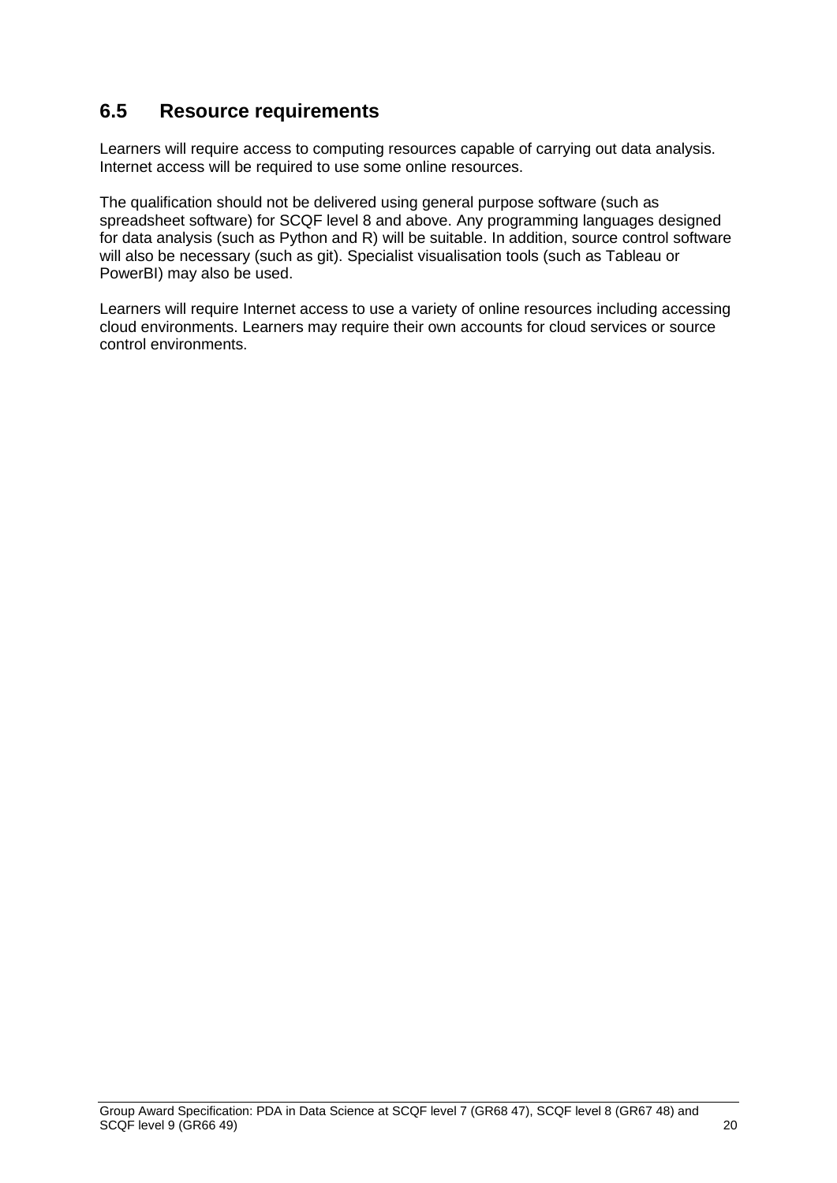## 6.5 Resource requirements

Learners will require access to computing resources capable of carrying out data analysis. Internet access will be required to use some online resources.

The qualification should not be delivered using general purpose software (such as spreadsheet software) for SCQF level 8 and above. Any programming languages designed for data analysis (such as Python and R) will be suitable. In addition, source control software will also be necessary (such as git). Specialist visualisation tools (such as Tableau or PowerBI) may also be used.

Learners will require Internet access to use a variety of online resources including accessing cloud environments. Learners may require their own accounts for cloud services or source control environments.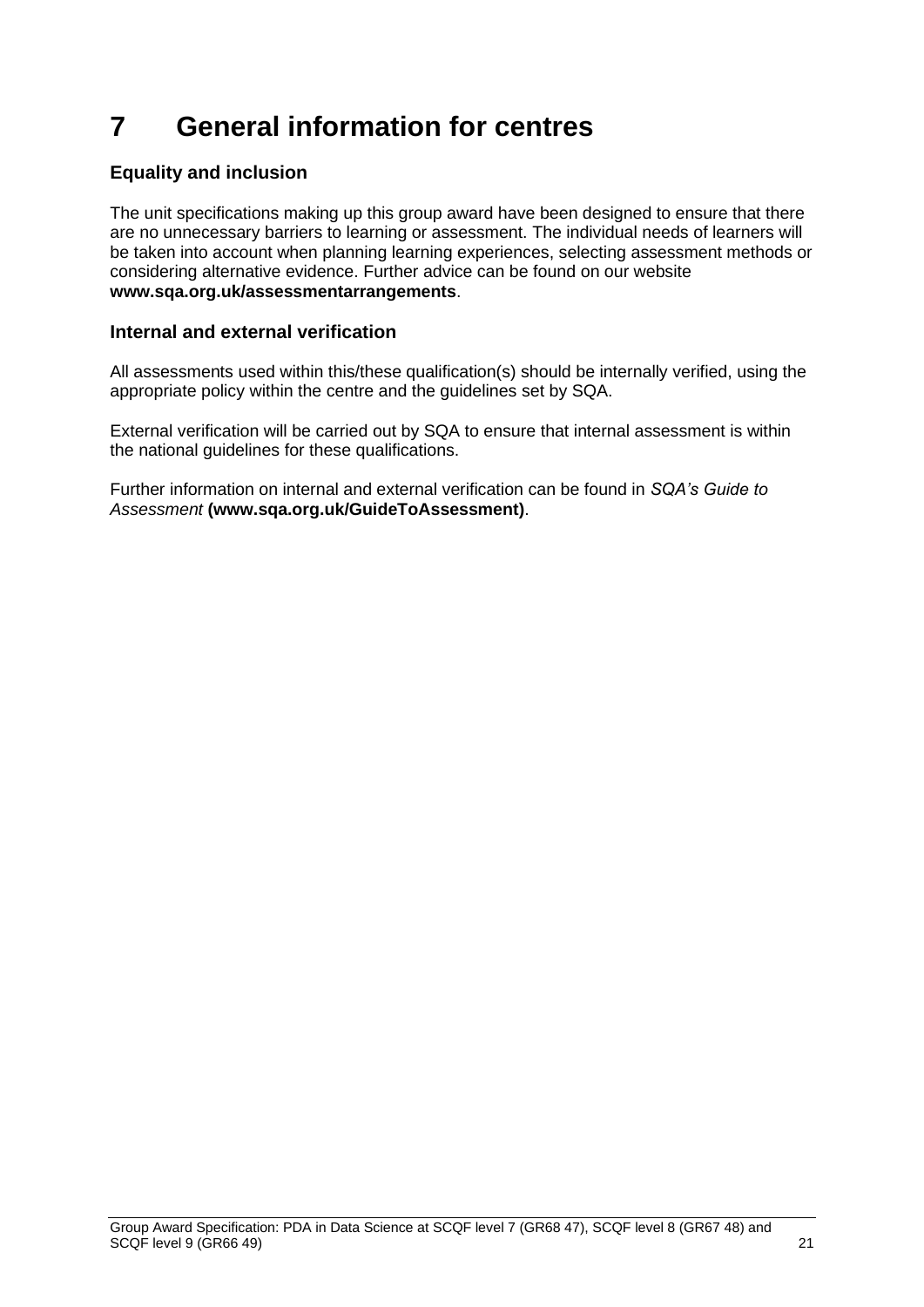# 7 General information for centres

### Equality and inclusion

The unit specifications making up this group award have been designed to ensure that there are no unnecessary barriers to learning or assessment. The individual needs of learners will be taken into account when planning learning experiences, selecting assessment methods or considering alternative evidence. Further advice can be found on our website **www.sqa.org.uk/assessmentarrangements**.

### Internal and external verification

All assessments used within this/these qualification(s) should be internally verified, using the appropriate policy within the centre and the guidelines set by SQA.

External verification will be carried out by SQA to ensure that internal assessment is within the national guidelines for these qualifications.

Further information on internal and external verification can be found in *SQA's Guide to Assessment* **(www.sqa.org.uk/GuideToAssessment)**.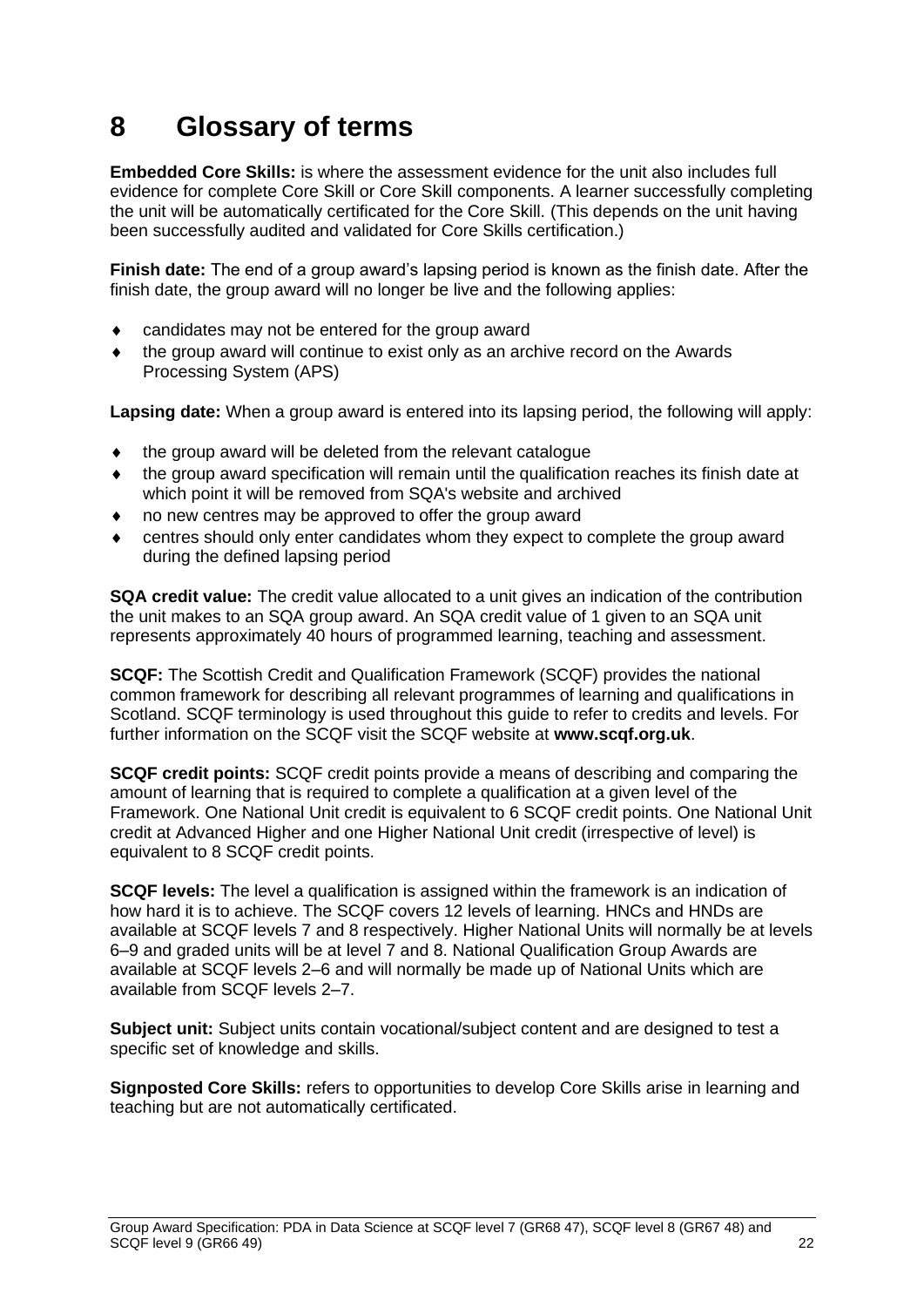# 8 Glossary of terms

**Embedded Core Skills:** is where the assessment evidence for the unit also includes full evidence for complete Core Skill or Core Skill components. A learner successfully completing the unit will be automatically certificated for the Core Skill. (This depends on the unit having been successfully audited and validated for Core Skills certification.)

**Finish date:** The end of a group award's lapsing period is known as the finish date. After the finish date, the group award will no longer be live and the following applies:

- candidates may not be entered for the group award
- the group award will continue to exist only as an archive record on the Awards Processing System (APS)

**Lapsing date:** When a group award is entered into its lapsing period, the following will apply:

- the group award will be deleted from the relevant catalogue
- the group award specification will remain until the qualification reaches its finish date at which point it will be removed from SQA's website and archived
- no new centres may be approved to offer the group award
- centres should only enter candidates whom they expect to complete the group award during the defined lapsing period

**SQA credit value:** The credit value allocated to a unit gives an indication of the contribution the unit makes to an SQA group award. An SQA credit value of 1 given to an SQA unit represents approximately 40 hours of programmed learning, teaching and assessment.

**SCQF:** The Scottish Credit and Qualification Framework (SCQF) provides the national common framework for describing all relevant programmes of learning and qualifications in Scotland. SCQF terminology is used throughout this guide to refer to credits and levels. For further information on the SCQF visit the SCQF website at **www.scqf.org.uk**.

**SCQF credit points:** SCQF credit points provide a means of describing and comparing the amount of learning that is required to complete a qualification at a given level of the Framework. One National Unit credit is equivalent to 6 SCQF credit points. One National Unit credit at Advanced Higher and one Higher National Unit credit (irrespective of level) is equivalent to 8 SCQF credit points.

**SCQF levels:** The level a qualification is assigned within the framework is an indication of how hard it is to achieve. The SCQF covers 12 levels of learning. HNCs and HNDs are available at SCQF levels 7 and 8 respectively. Higher National Units will normally be at levels 6–9 and graded units will be at level 7 and 8. National Qualification Group Awards are available at SCQF levels 2–6 and will normally be made up of National Units which are available from SCQF levels 2–7.

**Subject unit:** Subject units contain vocational/subject content and are designed to test a specific set of knowledge and skills.

**Signposted Core Skills:** refers to opportunities to develop Core Skills arise in learning and teaching but are not automatically certificated.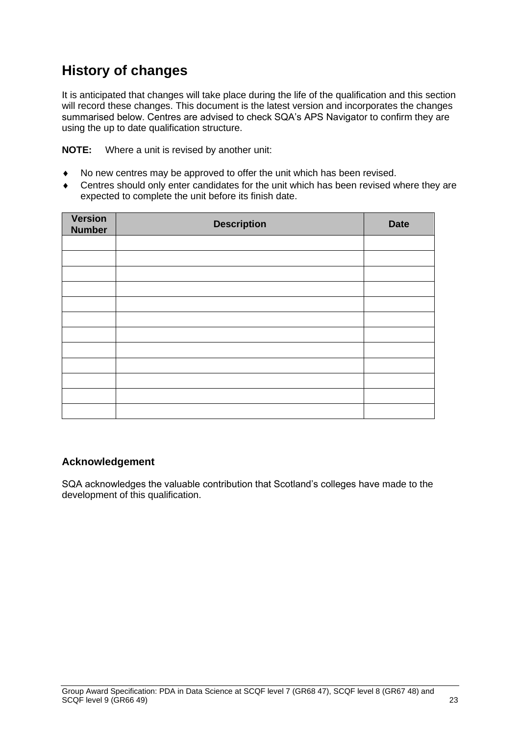## History of changes

It is anticipated that changes will take place during the life of the qualification and this section will record these changes. This document is the latest version and incorporates the changes summarised below. Centres are advised to check SQA's APS Navigator to confirm they are using the up to date qualification structure.

**NOTE:** Where a unit is revised by another unit:

- No new centres may be approved to offer the unit which has been revised.
- Centres should only enter candidates for the unit which has been revised where they are expected to complete the unit before its finish date.

| Version Number | Description | Date |
|---|---|---|
| | | |
| | | |
| | | |
| | | |
| | | |
| | | |
| | | |
| | | |
| | | |
| | | |
| | | |
| | | |

### Acknowledgement

SQA acknowledges the valuable contribution that Scotland's colleges have made to the development of this qualification.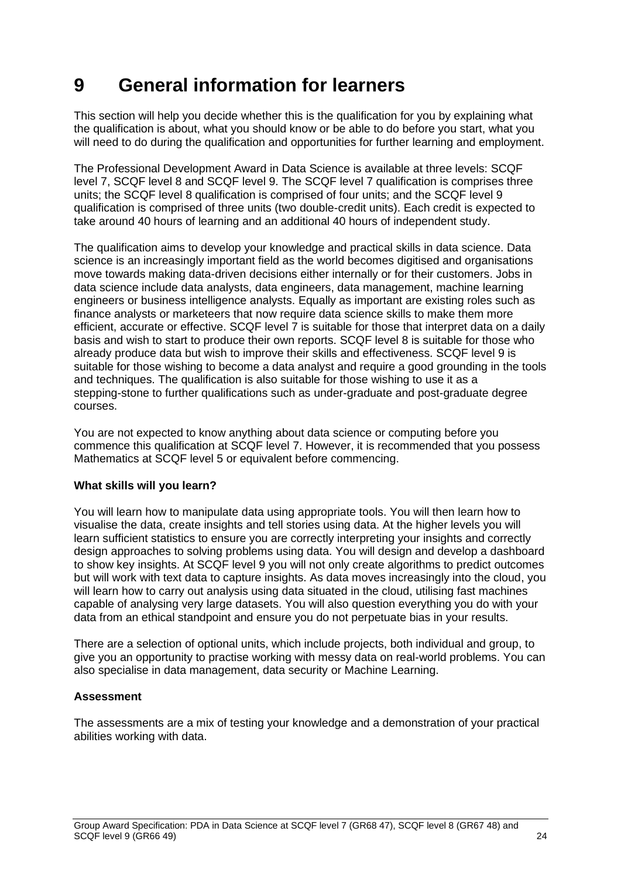# 9 General information for learners

This section will help you decide whether this is the qualification for you by explaining what the qualification is about, what you should know or be able to do before you start, what you will need to do during the qualification and opportunities for further learning and employment.

The Professional Development Award in Data Science is available at three levels: SCQF level 7, SCQF level 8 and SCQF level 9. The SCQF level 7 qualification is comprises three units; the SCQF level 8 qualification is comprised of four units; and the SCQF level 9 qualification is comprised of three units (two double-credit units). Each credit is expected to take around 40 hours of learning and an additional 40 hours of independent study.

The qualification aims to develop your knowledge and practical skills in data science. Data science is an increasingly important field as the world becomes digitised and organisations move towards making data-driven decisions either internally or for their customers. Jobs in data science include data analysts, data engineers, data management, machine learning engineers or business intelligence analysts. Equally as important are existing roles such as finance analysts or marketeers that now require data science skills to make them more efficient, accurate or effective. SCQF level 7 is suitable for those that interpret data on a daily basis and wish to start to produce their own reports. SCQF level 8 is suitable for those who already produce data but wish to improve their skills and effectiveness. SCQF level 9 is suitable for those wishing to become a data analyst and require a good grounding in the tools and techniques. The qualification is also suitable for those wishing to use it as a stepping-stone to further qualifications such as under-graduate and post-graduate degree courses.

You are not expected to know anything about data science or computing before you commence this qualification at SCQF level 7. However, it is recommended that you possess Mathematics at SCQF level 5 or equivalent before commencing.

**What skills will you learn?**

You will learn how to manipulate data using appropriate tools. You will then learn how to visualise the data, create insights and tell stories using data. At the higher levels you will learn sufficient statistics to ensure you are correctly interpreting your insights and correctly design approaches to solving problems using data. You will design and develop a dashboard to show key insights. At SCQF level 9 you will not only create algorithms to predict outcomes but will work with text data to capture insights. As data moves increasingly into the cloud, you will learn how to carry out analysis using data situated in the cloud, utilising fast machines capable of analysing very large datasets. You will also question everything you do with your data from an ethical standpoint and ensure you do not perpetuate bias in your results.

There are a selection of optional units, which include projects, both individual and group, to give you an opportunity to practise working with messy data on real-world problems. You can also specialise in data management, data security or Machine Learning.

**Assessment**

The assessments are a mix of testing your knowledge and a demonstration of your practical abilities working with data.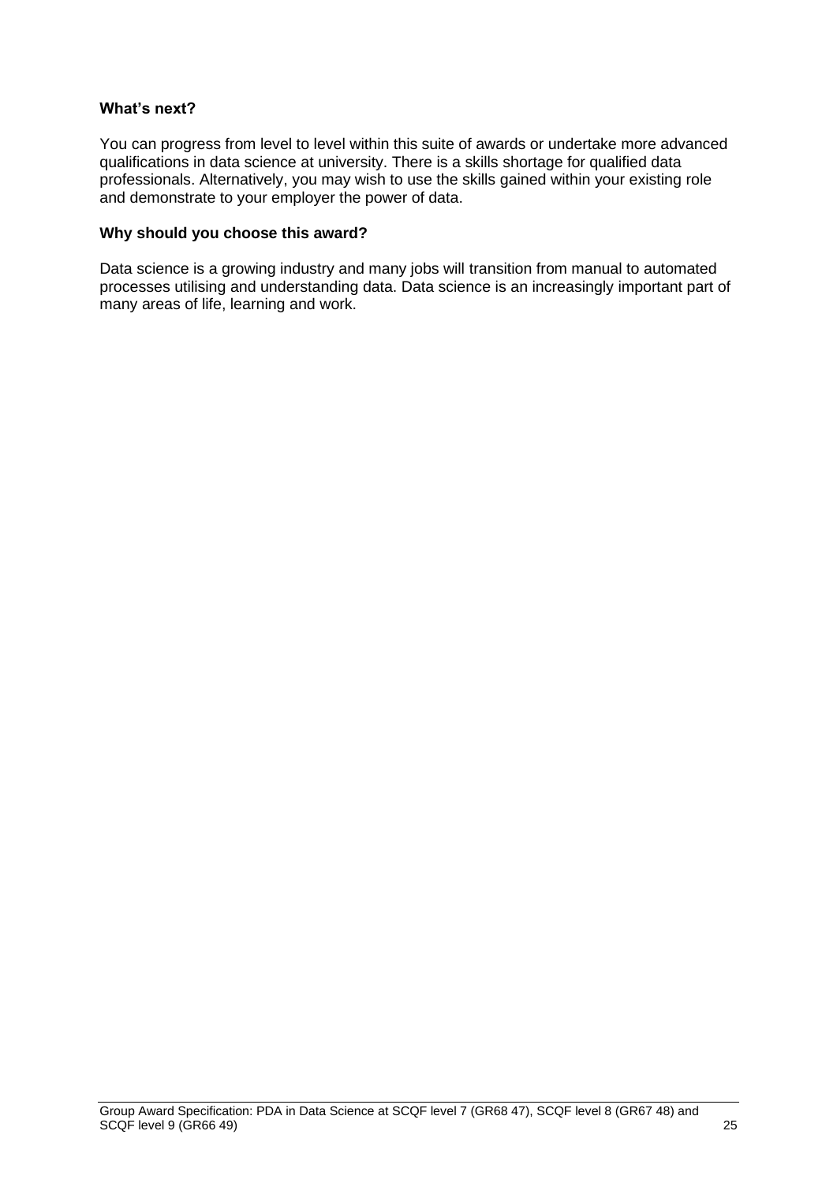**What's next?**

You can progress from level to level within this suite of awards or undertake more advanced qualifications in data science at university. There is a skills shortage for qualified data professionals. Alternatively, you may wish to use the skills gained within your existing role and demonstrate to your employer the power of data.

**Why should you choose this award?**

Data science is a growing industry and many jobs will transition from manual to automated processes utilising and understanding data. Data science is an increasingly important part of many areas of life, learning and work.